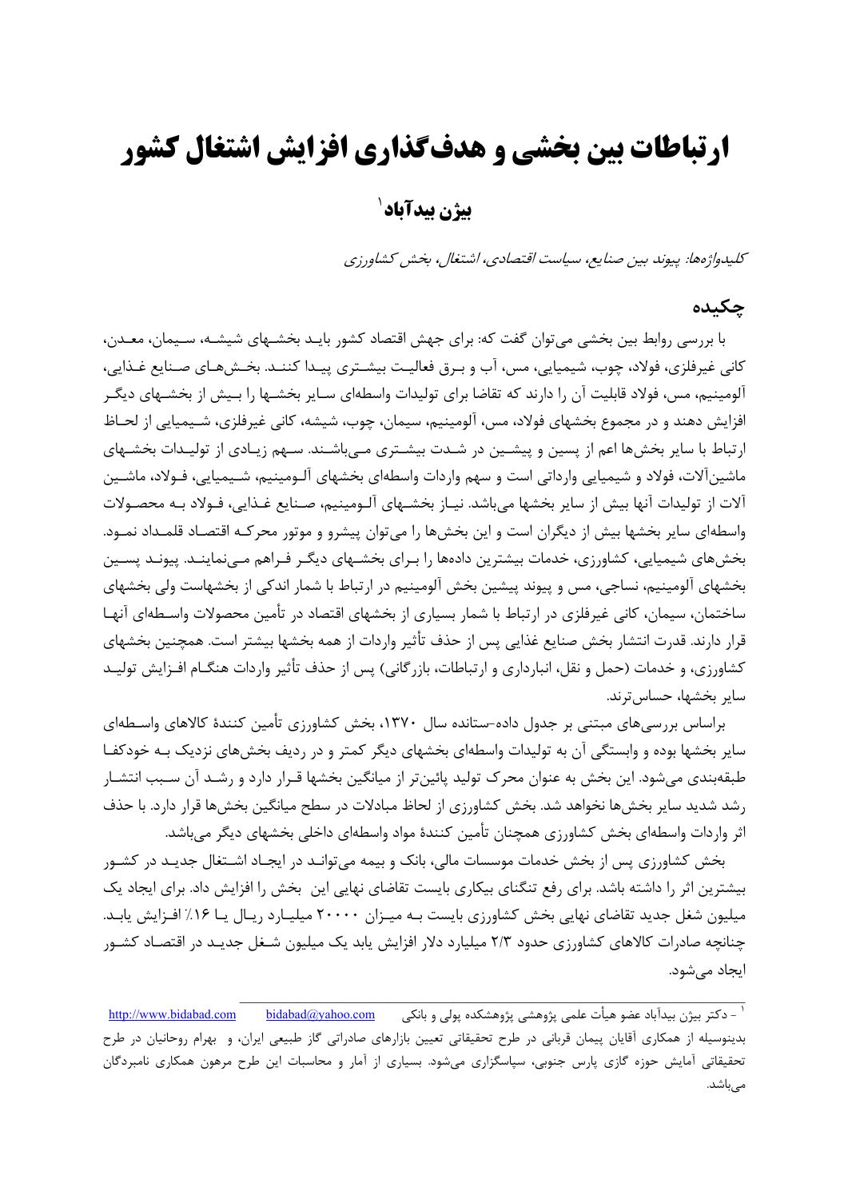# ارتباطات بین بخشی و هدف‌گذاری افزایش اشتغال کشور

## بیژن بیدآباد[1]

*کلیدواژه‌ها: پیوند بین صنایع، سیاست اقتصادی، اشتغال، بخش کشاورزی*

## چکیده

با بررسی روابط بین بخشی می‌توان گفت که: برای جهش اقتصاد کشور باید بخشهای شیشه، سیمان، معدن، کانی غیرفلزی، فولاد، چوب، شیمیایی، مس، آب و برق فعالیت بیشتری پیدا کنند. بخش‌های صنایع غذایی، آلومینیم، مس، فولاد قابلیت آن را دارند که تقاضا برای تولیدات واسطه‌ای سایر بخشها را بیش از بخشهای دیگر افزایش دهند و در مجموع بخشهای فولاد، مس، آلومینیم، سیمان، چوب، شیشه، کانی غیرفلزی، شیمیایی از لحاظ ارتباط با سایر بخش‌ها اعم از پسین و پیشین در شدت بیشتری می‌باشند. سهم زیادی از تولیدات بخشهای ماشین‌آلات، فولاد و شیمیایی وارداتی است و سهم واردات واسطه‌ای بخشهای آلومینیم، شیمیایی، فولاد، ماشین آلات از تولیدات آنها بیش از سایر بخشها می‌باشد. نیاز بخشهای آلومینیم، صنایع غذایی، فولاد به محصولات واسطه‌ای سایر بخشها بیش از دیگران است و این بخش‌ها را می‌توان پیشرو و موتور محرکه اقتصاد قلمداد نمود. بخش‌های شیمیایی، کشاورزی، خدمات بیشترین داده‌ها را برای بخشهای دیگر فراهم می‌نمایند. پیوند پسین بخشهای آلومینیم، نساجی، مس و پیوند پیشین بخش آلومینیم در ارتباط با شمار اندکی از بخشهاست ولی بخشهای ساختمان، سیمان، کانی غیرفلزی در ارتباط با شمار بسیاری از بخشهای اقتصاد در تأمین محصولات واسطه‌ای آنها قرار دارند. قدرت انتشار بخش صنایع غذایی پس از حذف تأثیر واردات از همه بخشها بیشتر است. همچنین بخشهای کشاورزی، و خدمات (حمل و نقل، انبارداری و ارتباطات، بازرگانی) پس از حذف تأثیر واردات هنگام افزایش تولید سایر بخشها، حساس‌ترند.

براساس بررسی‌های مبتنی بر جدول داده-ستانده سال ۱۳۷۰، بخش کشاورزی تأمین کنندهٔ کالاهای واسطه‌ای سایر بخشها بوده و وابستگی آن به تولیدات واسطه‌ای بخشهای دیگر کمتر و در ردیف بخش‌های نزدیک به خودکفا طبقه‌بندی می‌شود. این بخش به عنوان محرک تولید پائین‌تر از میانگین بخشها قرار دارد و رشد آن سبب انتشار رشد شدید سایر بخش‌ها نخواهد شد. بخش کشاورزی از لحاظ مبادلات در سطح میانگین بخش‌ها قرار دارد. با حذف اثر واردات واسطه‌ای بخش کشاورزی همچنان تأمین کنندهٔ مواد واسطه‌ای داخلی بخشهای دیگر می‌باشد.

بخش کشاورزی پس از بخش خدمات موسسات مالی، بانک و بیمه می‌تواند در ایجاد اشتغال جدید در کشور بیشترین اثر را داشته باشد. برای رفع تنگنای بیکاری بایست تقاضای نهایی این بخش را افزایش داد. برای ایجاد یک میلیون شغل جدید تقاضای نهایی بخش کشاورزی بایست به میزان ۲۰۰۰۰ میلیارد ریال یا ۱۶٪ افزایش یابد. چنانچه صادرات کالاهای کشاورزی حدود ۲/۳ میلیارد دلار افزایش یابد یک میلیون شغل جدید در اقتصاد کشور ایجاد می‌شود.

---

[1] - دکتر بیژن بیدآباد عضو هیأت علمی پژوهشی پژوهشکده پولی و بانکی bidabad@yahoo.com http://www.bidabad.com
بدینوسیله از همکاری آقایان پیمان قربانی در طرح تحقیقاتی تعیین بازارهای صادراتی گاز طبیعی ایران، و بهرام روحانیان در طرح تحقیقاتی آمایش حوزه گازی پارس جنوبی، سپاسگزاری می‌شود. بسیاری از آمار و محاسبات این طرح مرهون همکاری نامبردگان می‌باشد.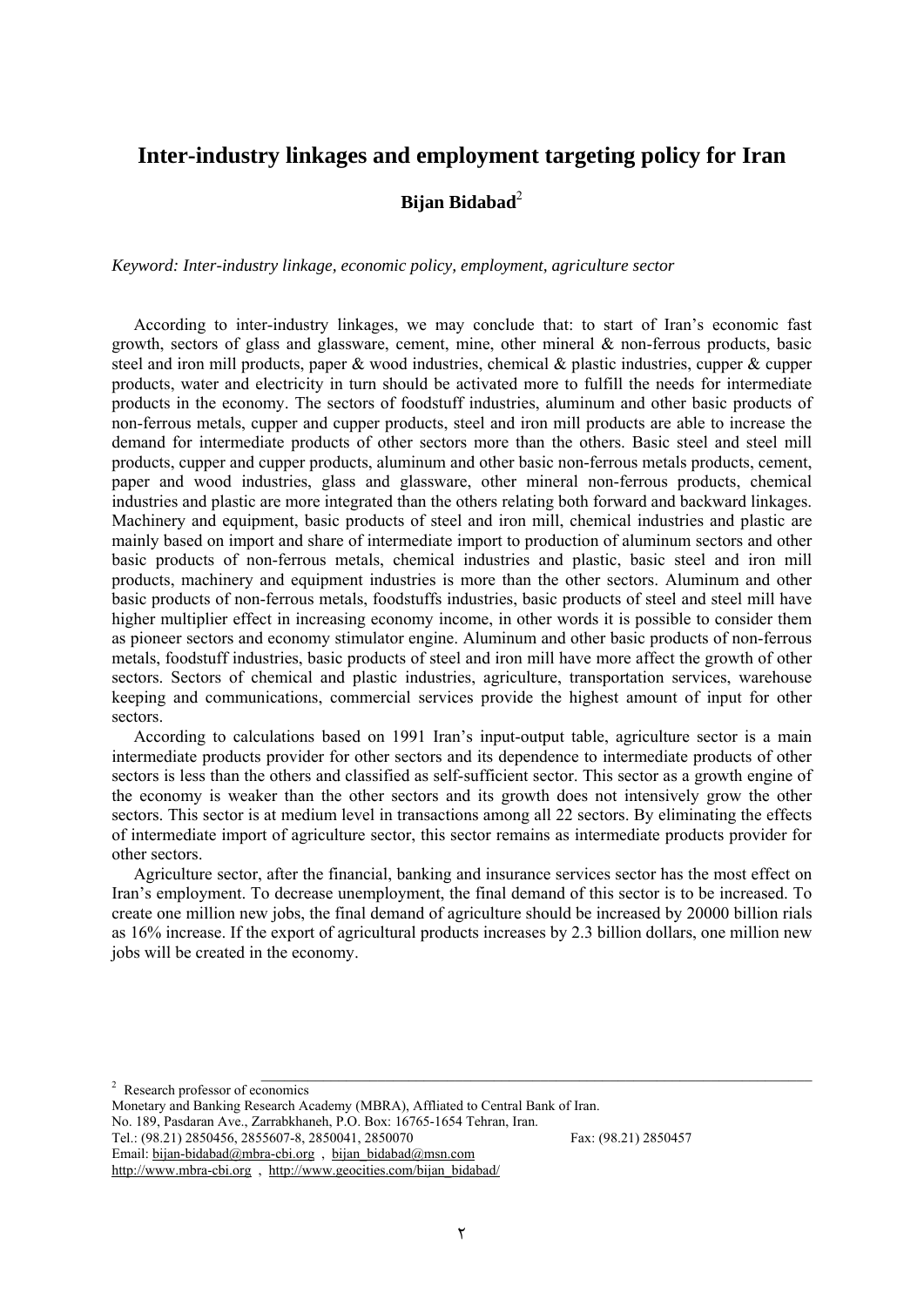# Inter-industry linkages and employment targeting policy for Iran

**Bijan Bidabad**[2]

*Keyword: Inter-industry linkage, economic policy, employment, agriculture sector*

According to inter-industry linkages, we may conclude that: to start of Iran's economic fast growth, sectors of glass and glassware, cement, mine, other mineral & non-ferrous products, basic steel and iron mill products, paper & wood industries, chemical & plastic industries, cupper & cupper products, water and electricity in turn should be activated more to fulfill the needs for intermediate products in the economy. The sectors of foodstuff industries, aluminum and other basic products of non-ferrous metals, cupper and cupper products, steel and iron mill products are able to increase the demand for intermediate products of other sectors more than the others. Basic steel and steel mill products, cupper and cupper products, aluminum and other basic non-ferrous metals products, cement, paper and wood industries, glass and glassware, other mineral non-ferrous products, chemical industries and plastic are more integrated than the others relating both forward and backward linkages. Machinery and equipment, basic products of steel and iron mill, chemical industries and plastic are mainly based on import and share of intermediate import to production of aluminum sectors and other basic products of non-ferrous metals, chemical industries and plastic, basic steel and iron mill products, machinery and equipment industries is more than the other sectors. Aluminum and other basic products of non-ferrous metals, foodstuffs industries, basic products of steel and steel mill have higher multiplier effect in increasing economy income, in other words it is possible to consider them as pioneer sectors and economy stimulator engine. Aluminum and other basic products of non-ferrous metals, foodstuff industries, basic products of steel and iron mill have more affect the growth of other sectors. Sectors of chemical and plastic industries, agriculture, transportation services, warehouse keeping and communications, commercial services provide the highest amount of input for other sectors.

According to calculations based on 1991 Iran's input-output table, agriculture sector is a main intermediate products provider for other sectors and its dependence to intermediate products of other sectors is less than the others and classified as self-sufficient sector. This sector as a growth engine of the economy is weaker than the other sectors and its growth does not intensively grow the other sectors. This sector is at medium level in transactions among all 22 sectors. By eliminating the effects of intermediate import of agriculture sector, this sector remains as intermediate products provider for other sectors.

Agriculture sector, after the financial, banking and insurance services sector has the most effect on Iran's employment. To decrease unemployment, the final demand of this sector is to be increased. To create one million new jobs, the final demand of agriculture should be increased by 20000 billion rials as 16% increase. If the export of agricultural products increases by 2.3 billion dollars, one million new jobs will be created in the economy.

---

[2] Research professor of economics
Monetary and Banking Research Academy (MBRA), Affliated to Central Bank of Iran.
No. 189, Pasdaran Ave., Zarrabkhaneh, P.O. Box: 16765-1654 Tehran, Iran.
Tel.: (98.21) 2850456, 2855607-8, 2850041, 2850070 Fax: (98.21) 2850457
Email: bijan-bidabad@mbra-cbi.org , bijan_bidabad@msn.com
http://www.mbra-cbi.org , http://www.geocities.com/bijan_bidabad/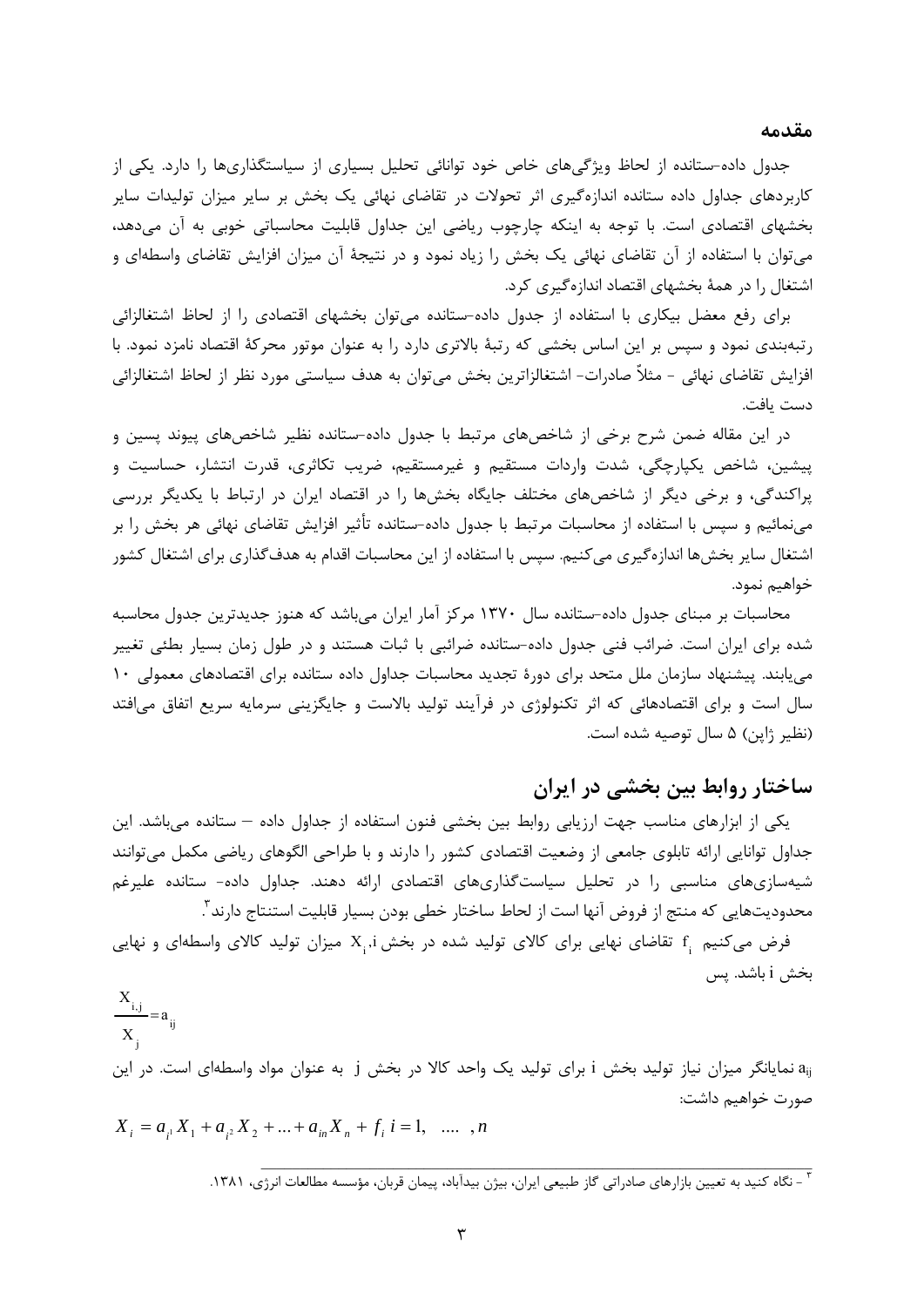### مقدمه

جدول داده-ستانده از لحاظ ویژگی‌های خاص خود توانائی تحلیل بسیاری از سیاستگذاری‌ها را دارد. یکی از کاربردهای جداول داده ستانده اندازه‌گیری اثر تحولات در تقاضای نهائی یک بخش بر سایر میزان تولیدات سایر بخشهای اقتصادی است. با توجه به اینکه چارچوب ریاضی این جداول قابلیت محاسباتی خوبی به آن می‌دهد، می‌توان با استفاده از آن تقاضای نهائی یک بخش را زیاد نمود و در نتیجهٔ آن میزان افزایش تقاضای واسطه‌ای و اشتغال را در همهٔ بخشهای اقتصاد اندازه‌گیری کرد.

برای رفع معضل بیکاری با استفاده از جدول داده-ستانده می‌توان بخشهای اقتصادی را از لحاظ اشتغالزائی رتبه‌بندی نمود و سپس بر این اساس بخشی که رتبهٔ بالاتری دارد را به عنوان موتور محرکهٔ اقتصاد نامزد نمود. با افزایش تقاضای نهائی - مثلاً صادرات- اشتغالزاترین بخش می‌توان به هدف سیاستی مورد نظر از لحاظ اشتغالزائی دست یافت.

در این مقاله ضمن شرح برخی از شاخص‌های مرتبط با جدول داده-ستانده نظیر شاخص‌های پیوند پسین و پیشین، شاخص یکپارچگی، شدت واردات مستقیم و غیرمستقیم، ضریب تکاثری، قدرت انتشار، حساسیت و پراکندگی، و برخی دیگر از شاخص‌های مختلف جایگاه بخش‌ها را در اقتصاد ایران در ارتباط با یکدیگر بررسی می‌نمائیم و سپس با استفاده از محاسبات مرتبط با جدول داده-ستانده تأثیر افزایش تقاضای نهائی هر بخش را بر اشتغال سایر بخش‌ها اندازه‌گیری می‌کنیم. سپس با استفاده از این محاسبات اقدام به هدف‌گذاری برای اشتغال کشور خواهیم نمود.

محاسبات بر مبنای جدول داده-ستانده سال ۱۳۷۰ مرکز آمار ایران می‌باشد که هنوز جدیدترین جدول محاسبه شده برای ایران است. ضرائب فنی جدول داده-ستانده ضرائبی با ثبات هستند و در طول زمان بسیار بطئی تغییر می‌یابند. پیشنهاد سازمان ملل متحد برای دورهٔ تجدید محاسبات جداول داده ستانده برای اقتصادهای معمولی ۱۰ سال است و برای اقتصادهائی که اثر تکنولوژی در فرآیند تولید بالاست و جایگزینی سرمایه سریع اتفاق می‌افتد (نظیر ژاپن) ۵ سال توصیه شده است.

## ساختار روابط بین بخشی در ایران

یکی از ابزارهای مناسب جهت ارزیابی روابط بین بخشی فنون استفاده از جداول داده – ستانده می‌باشد. این جداول توانایی ارائه تابلوی جامعی از وضعیت اقتصادی کشور را دارند و با طراحی الگوهای ریاضی مکمل می‌توانند شبیه‌سازی‌های مناسبی را در تحلیل سیاستگذاری‌های اقتصادی ارائه دهند. جداول داده- ستانده علیرغم محدودیت‌هایی که منتج از فروض آنها است از لحاظ ساختار خطی بودن بسیار قابلیت استنتاج دارند[۳].

فرض می‌کنیم $f_i$ تقاضای نهایی برای کالای تولید شده در بخش $i$، $X_i$ میزان تولید کالای واسطه‌ای و نهایی بخش $i$ باشد. پس

$$\frac{X_{i,j}}{X_j}=a_{ij}$$

$a_{ij}$ نمایانگر میزان نیاز تولید بخش $i$ برای تولید یک واحد کالا در بخش $j$ به عنوان مواد واسطه‌ای است. در این صورت خواهیم داشت:

$$X_i = a_{i1} X_1 + a_{i2} X_2 + ... + a_{in} X_n + f_i \quad i = 1, \quad .... \quad , n$$

---

[۳] - نگاه کنید به تعیین بازارهای صادراتی گاز طبیعی ایران، بیژن بیدآباد، پیمان قربان، مؤسسه مطالعات انرژی، ۱۳۸۱.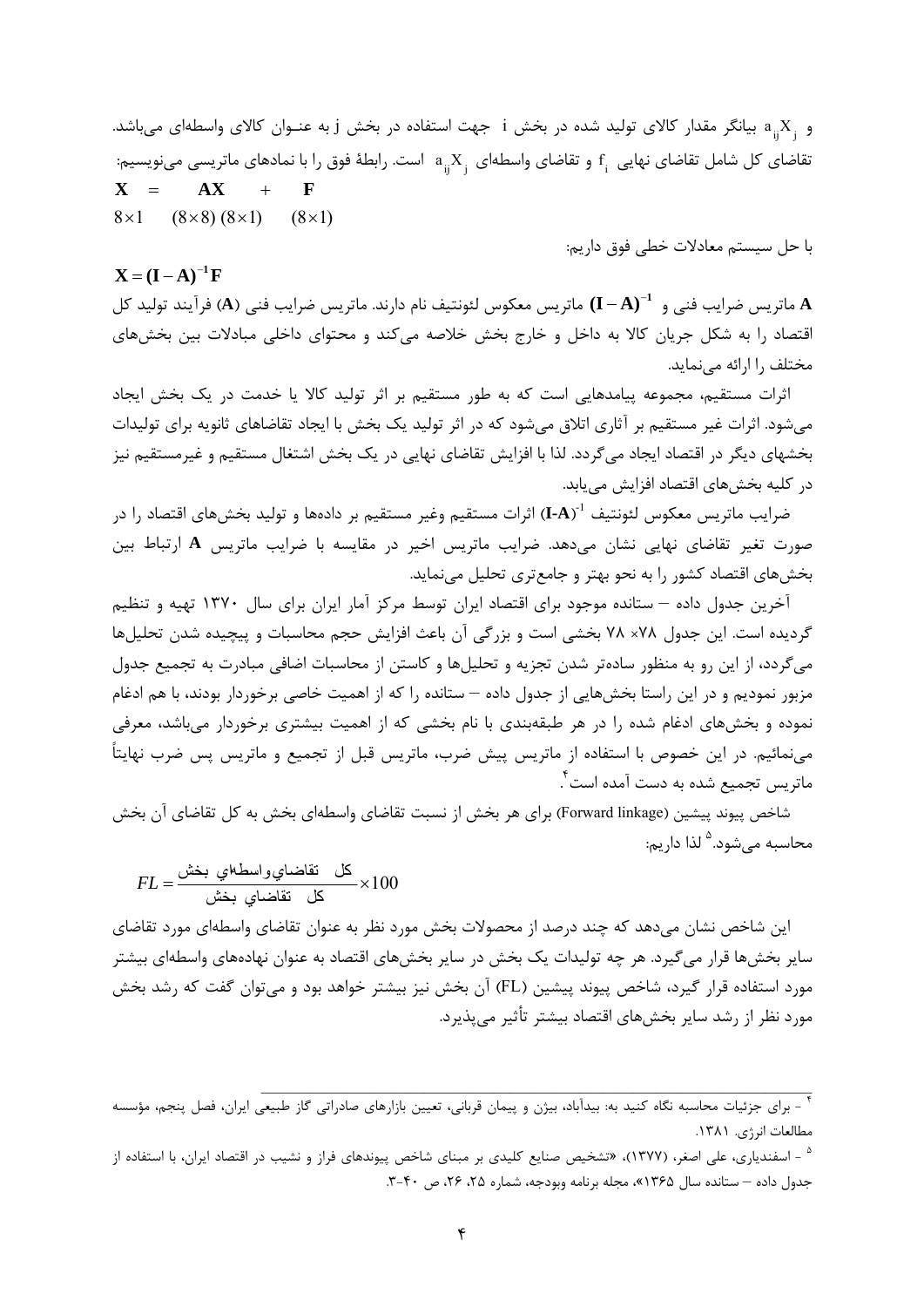و $a_{ij}X_j$ بیانگر مقدار کالای تولید شده در بخش i جهت استفاده در بخش j به عنوان کالای واسطه‌ای می‌باشد. تقاضای کل شامل تقاضای نهایی $f_i$ و تقاضای واسطه‌ای $a_{ij}X_j$ است. رابطهٔ فوق را با نمادهای ماتریسی می‌نویسیم:

$$\underset{8\times1}{X} = \underset{(8\times8)\,(8\times1)}{AX} + \underset{(8\times1)}{F}$$

با حل سیستم معادلات خطی فوق داریم:

$$X = (I - A)^{-1}F$$

**A** ماتریس ضرایب فنی و $(I - A)^{-1}$ ماتریس معکوس لئونتیف نام دارند. ماتریس ضرایب فنی (**A**) فرآیند تولید کل اقتصاد را به شکل جریان کالا به داخل و خارج بخش خلاصه می‌کند و محتوای داخلی مبادلات بین بخش‌های مختلف را ارائه می‌نماید.

اثرات مستقیم، مجموعه پیامدهایی است که به طور مستقیم بر اثر تولید کالا یا خدمت در یک بخش ایجاد می‌شود. اثرات غیر مستقیم بر آثاری اتلاق می‌شود که در اثر تولید یک بخش با ایجاد تقاضاهای ثانویه برای تولیدات بخشهای دیگر در اقتصاد ایجاد می‌گردد. لذا با افزایش تقاضای نهایی در یک بخش اشتغال مستقیم و غیرمستقیم نیز در کلیه بخش‌های اقتصاد افزایش می‌یابد.

ضرایب ماتریس معکوس لئونتیف $(I-A)^{-1}$ اثرات مستقیم وغیر مستقیم بر داده‌ها و تولید بخش‌های اقتصاد را در صورت تغیر تقاضای نهایی نشان می‌دهد. ضرایب ماتریس اخیر در مقایسه با ضرایب ماتریس **A** ارتباط بین بخش‌های اقتصاد کشور را به نحو بهتر و جامع‌تری تحلیل می‌نماید.

آخرین جدول داده – ستانده موجود برای اقتصاد ایران توسط مرکز آمار ایران برای سال ۱۳۷۰ تهیه و تنظیم گردیده است. این جدول ۷۸× ۷۸ بخشی است و بزرگی آن باعث افزایش حجم محاسبات و پیچیده شدن تحلیل‌ها می‌گردد، از این رو به منظور ساده‌تر شدن تجزیه و تحلیل‌ها و کاستن از محاسبات اضافی مبادرت به تجمیع جدول مزبور نمودیم و در این راستا بخش‌هایی از جدول داده – ستانده را که از اهمیت خاصی برخوردار بودند، با هم ادغام نموده و بخش‌های ادغام شده را در هر طبقه‌بندی با نام بخشی که از اهمیت بیشتری برخوردار می‌باشد، معرفی می‌نمائیم. در این خصوص با استفاده از ماتریس پیش ضرب، ماتریس قبل از تجمیع و ماتریس پس ضرب نهایتاً ماتریس تجمیع شده به دست آمده است[۴].

شاخص پیوند پیشین (Forward linkage) برای هر بخش از نسبت تقاضای واسطه‌ای بخش به کل تقاضای آن بخش محاسبه می‌شود.[۵] لذا داریم:

$$FL = \frac{\text{کل تقاضای واسطه‌ای بخش}}{\text{کل تقاضای بخش}} \times 100$$

این شاخص نشان می‌دهد که چند درصد از محصولات بخش مورد نظر به عنوان تقاضای واسطه‌ای مورد تقاضای سایر بخش‌ها قرار می‌گیرد. هر چه تولیدات یک بخش در سایر بخش‌های اقتصاد به عنوان نهاده‌های واسطه‌ای بیشتر مورد استفاده قرار گیرد، شاخص پیوند پیشین (FL) آن بخش نیز بیشتر خواهد بود و می‌توان گفت که رشد بخش مورد نظر از رشد سایر بخش‌های اقتصاد بیشتر تأثیر می‌پذیرد.

---

[۴] - برای جزئیات محاسبه نگاه کنید به: بیدآباد، بیژن و پیمان قربانی، تعیین بازارهای صادراتی گاز طبیعی ایران، فصل پنجم، مؤسسه مطالعات انرژی. ۱۳۸۱.

[۵] - اسفندیاری، علی اصغر، (۱۳۷۷)، «تشخیص صنایع کلیدی بر مبنای شاخص پیوندهای فراز و نشیب در اقتصاد ایران، با استفاده از جدول داده – ستانده سال ۱۳۶۵»، مجله برنامه وبودجه، شماره ۲۵، ۲۶، ص ۴۰-۳.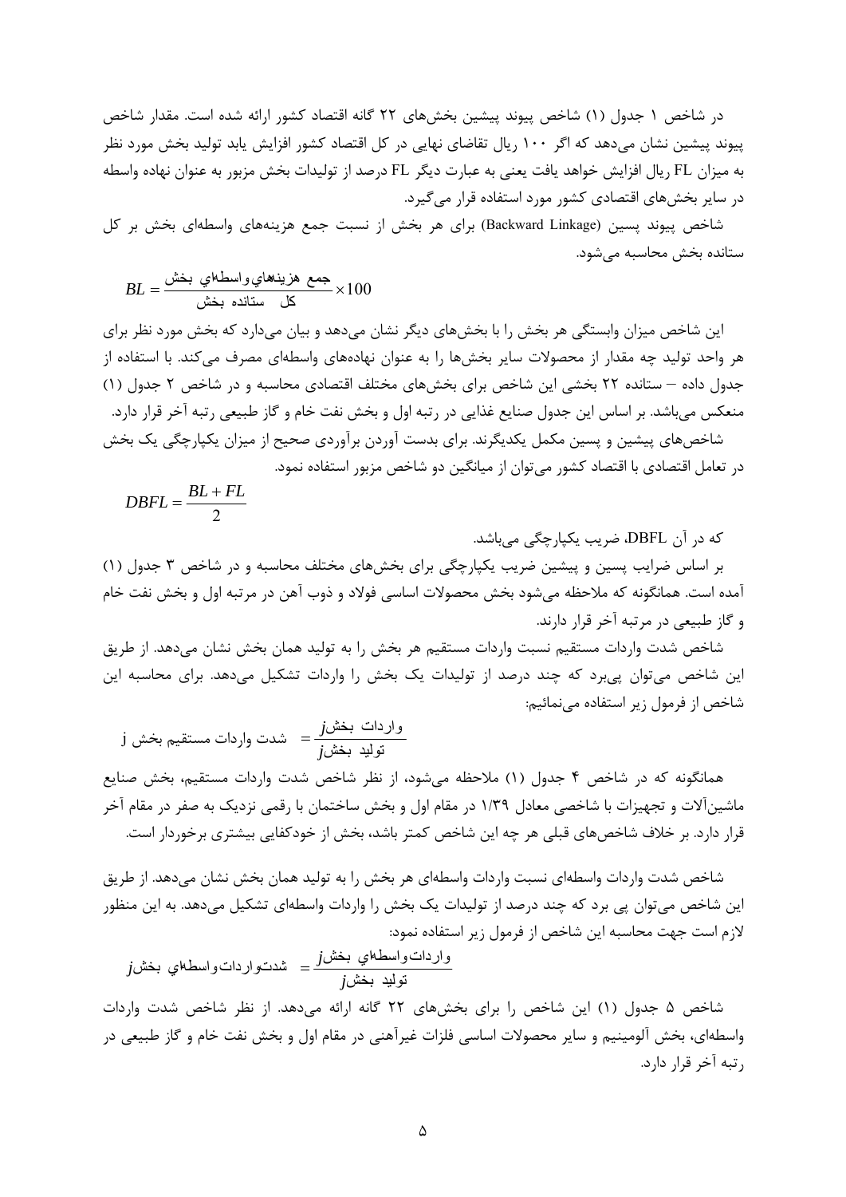در شاخص ۱ جدول (۱) شاخص پیوند پیشین بخش‌های ۲۲ گانه اقتصاد کشور ارائه شده است. مقدار شاخص پیوند پیشین نشان می‌دهد که اگر ۱۰۰ ریال تقاضای نهایی در کل اقتصاد کشور افزایش یابد تولید بخش مورد نظر به میزان FL ریال افزایش خواهد یافت یعنی به عبارت دیگر FL درصد از تولیدات بخش مزبور به عنوان نهاده واسطه در سایر بخش‌های اقتصادی کشور مورد استفاده قرار می‌گیرد.

شاخص پیوند پسین (Backward Linkage) برای هر بخش از نسبت جمع هزینه‌های واسطه‌ای بخش بر کل ستانده بخش محاسبه می‌شود.

$$BL = \frac{\text{جمع هزینه‌های واسطه‌ای بخش}}{\text{کل ستانده بخش}} \times 100$$

این شاخص میزان وابستگی هر بخش را با بخش‌های دیگر نشان می‌دهد و بیان می‌دارد که بخش مورد نظر برای هر واحد تولید چه مقدار از محصولات سایر بخش‌ها را به عنوان نهاده‌های واسطه‌ای مصرف می‌کند. با استفاده از جدول داده – ستانده ۲۲ بخشی این شاخص برای بخش‌های مختلف اقتصادی محاسبه و در شاخص ۲ جدول (۱) منعکس می‌باشد. بر اساس این جدول صنایع غذایی در رتبه اول و بخش نفت خام و گاز طبیعی رتبه آخر قرار دارد.

شاخص‌های پیشین و پسین مکمل یکدیگرند. برای بدست آوردن برآوردی صحیح از میزان یکپارچگی یک بخش در تعامل اقتصادی با اقتصاد کشور می‌توان از میانگین دو شاخص مزبور استفاده نمود.

$$DBFL = \frac{BL + FL}{2}$$

که در آن DBFL، ضریب یکپارچگی می‌باشد.

بر اساس ضرایب پسین و پیشین ضریب یکپارچگی برای بخش‌های مختلف محاسبه و در شاخص ۳ جدول (۱) آمده است. همانگونه که ملاحظه می‌شود بخش محصولات اساسی فولاد و ذوب آهن در مرتبه اول و بخش نفت خام و گاز طبیعی در مرتبه آخر قرار دارند.

شاخص شدت واردات مستقیم نسبت واردات مستقیم هر بخش را به تولید همان بخش نشان می‌دهد. از طریق این شاخص می‌توان پی‌برد که چند درصد از تولیدات یک بخش را واردات تشکیل می‌دهد. برای محاسبه این شاخص از فرمول زیر استفاده می‌نمائیم:

$$\text{شدت واردات مستقیم بخش } j = \frac{\text{واردات بخش} j}{\text{تولید بخش} j}$$

همانگونه که در شاخص ۴ جدول (۱) ملاحظه می‌شود، از نظر شاخص شدت واردات مستقیم، بخش صنایع ماشین‌آلات و تجهیزات با شاخصی معادل ۱/۳۹ در مقام اول و بخش ساختمان با رقمی نزدیک به صفر در مقام آخر قرار دارد. بر خلاف شاخص‌های قبلی هر چه این شاخص کمتر باشد، بخش از خودکفایی بیشتری برخوردار است.

شاخص شدت واردات واسطه‌ای نسبت واردات واسطه‌ای هر بخش را به تولید همان بخش نشان می‌دهد. از طریق این شاخص می‌توان پی برد که چند درصد از تولیدات یک بخش را واردات واسطه‌ای تشکیل می‌دهد. به این منظور لازم است جهت محاسبه این شاخص از فرمول زیر استفاده نمود:

$$\text{شدت واردات واسطه‌ای بخش} j = \frac{\text{واردات واسطه‌ای بخش} j}{\text{تولید بخش} j}$$

شاخص ۵ جدول (۱) این شاخص را برای بخش‌های ۲۲ گانه ارائه می‌دهد. از نظر شاخص شدت واردات واسطه‌ای، بخش آلومینیم و سایر محصولات اساسی فلزات غیرآهنی در مقام اول و بخش نفت خام و گاز طبیعی در رتبه آخر قرار دارد.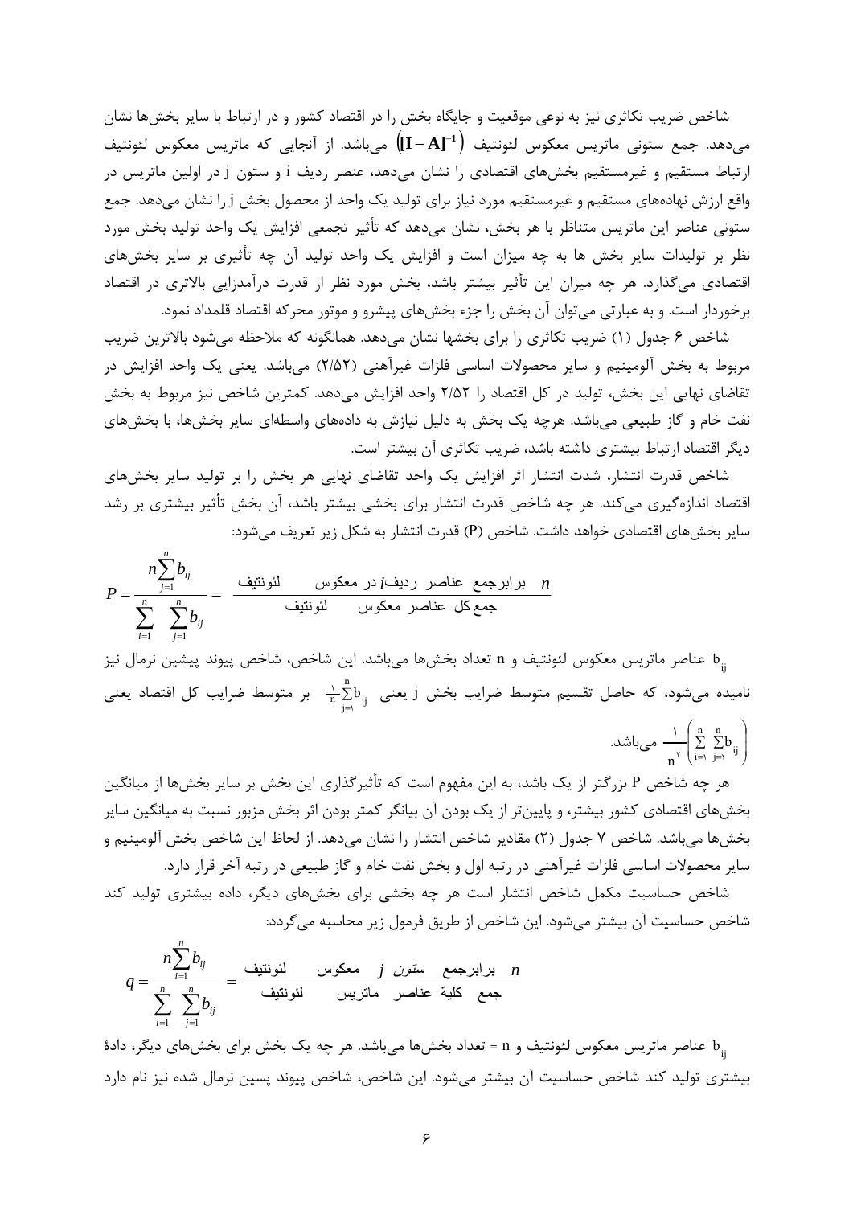شاخص ضریب تکاثری نیز به نوعی موقعیت و جایگاه بخش را در اقتصاد کشور و در ارتباط با سایر بخش‌ها نشان می‌دهد. جمع ستونی ماتریس معکوس لئونتیف $\left([\mathbf{I}-\mathbf{A}]^{-1}\right)$ می‌باشد. از آنجایی که ماتریس معکوس لئونتیف ارتباط مستقیم و غیرمستقیم بخش‌های اقتصادی را نشان می‌دهد، عنصر ردیف i و ستون j در اولین ماتریس در واقع ارزش نهاده‌های مستقیم و غیرمستقیم مورد نیاز برای تولید یک واحد از محصول بخش j را نشان می‌دهد. جمع ستونی عناصر این ماتریس متناظر با هر بخش، نشان می‌دهد که تأثیر تجمعی افزایش یک واحد تولید بخش مورد نظر بر تولیدات سایر بخش ها به چه میزان است و افزایش یک واحد تولید آن چه تأثیری بر سایر بخش‌های اقتصادی می‌گذارد. هر چه میزان این تأثیر بیشتر باشد، بخش مورد نظر از قدرت درآمدزایی بالاتری در اقتصاد برخوردار است. و به عبارتی می‌توان آن بخش را جزء بخش‌های پیشرو و موتور محرکه اقتصاد قلمداد نمود.

شاخص ۶ جدول (۱) ضریب تکاثری را برای بخشها نشان می‌دهد. همانگونه که ملاحظه می‌شود بالاترین ضریب مربوط به بخش آلومینیم و سایر محصولات اساسی فلزات غیرآهنی (۲/۵۲) می‌باشد. یعنی یک واحد افزایش در تقاضای نهایی این بخش، تولید در کل اقتصاد را ۲/۵۲ واحد افزایش می‌دهد. کمترین شاخص نیز مربوط به بخش نفت خام و گاز طبیعی می‌باشد. هرچه یک بخش به دلیل نیازش به داده‌های واسطه‌ای سایر بخش‌ها، با بخش‌های دیگر اقتصاد ارتباط بیشتری داشته باشد، ضریب تکاثری آن بیشتر است.

شاخص قدرت انتشار، شدت انتشار اثر افزایش یک واحد تقاضای نهایی هر بخش را بر تولید سایر بخش‌های اقتصاد اندازه‌گیری می‌کند. هر چه شاخص قدرت انتشار برای بخشی بیشتر باشد، آن بخش تأثیر بیشتری بر رشد سایر بخش‌های اقتصادی خواهد داشت. شاخص (P) قدرت انتشار به شکل زیر تعریف می‌شود:

$$P=\frac{n\sum_{j=1}^{n}b_{ij}}{\sum_{i=1}^{n}\sum_{j=1}^{n}b_{ij}}=\frac{n \text{ برابرجمع عناصر ردیف} i \text{ در معکوس لئونتیف}}{\text{جمع کل عناصر معکوس لئونتیف}}$$

$b_{ij}$ عناصر ماتریس معکوس لئونتیف و n تعداد بخش‌ها می‌باشد. این شاخص، شاخص پیوند پیشین نرمال نیز نامیده می‌شود، که حاصل تقسیم متوسط ضرایب بخش j یعنی $\frac{1}{n}\sum_{j=1}^{n}b_{ij}$ بر متوسط ضرایب کل اقتصاد یعنی $\frac{1}{n^2}\left(\sum_{i=1}^{n}\sum_{j=1}^{n}b_{ij}\right)$ می‌باشد.

هر چه شاخص P بزرگتر از یک باشد، به این مفهوم است که تأثیرگذاری این بخش بر سایر بخش‌ها از میانگین بخش‌های اقتصادی کشور بیشتر، و پایین‌تر از یک بودن آن بیانگر کمتر بودن اثر بخش مزبور نسبت به میانگین سایر بخش‌ها می‌باشد. شاخص ۷ جدول (۲) مقادیر شاخص انتشار را نشان می‌دهد. از لحاظ این شاخص بخش آلومینیم و سایر محصولات اساسی فلزات غیرآهنی در رتبه اول و بخش نفت خام و گاز طبیعی در رتبه آخر قرار دارد.

شاخص حساسیت مکمل شاخص انتشار است هر چه بخشی برای بخش‌های دیگر، داده بیشتری تولید کند شاخص حساسیت آن بیشتر می‌شود. این شاخص از طریق فرمول زیر محاسبه می‌گردد:

$$q=\frac{n\sum_{i=1}^{n}b_{ij}}{\sum_{i=1}^{n}\sum_{j=1}^{n}b_{ij}}=\frac{n \text{ برابرجمع ستون } j \text{ معکوس لئونتیف}}{\text{جمع کلیة عناصر ماتریس لئونتیف}}$$

$b_{ij}$ عناصر ماتریس معکوس لئونتیف و n = تعداد بخش‌ها می‌باشد. هر چه یک بخش برای بخش‌های دیگر، دادهٔ بیشتری تولید کند شاخص حساسیت آن بیشتر می‌شود. این شاخص، شاخص پیوند پسین نرمال شده نیز نام دارد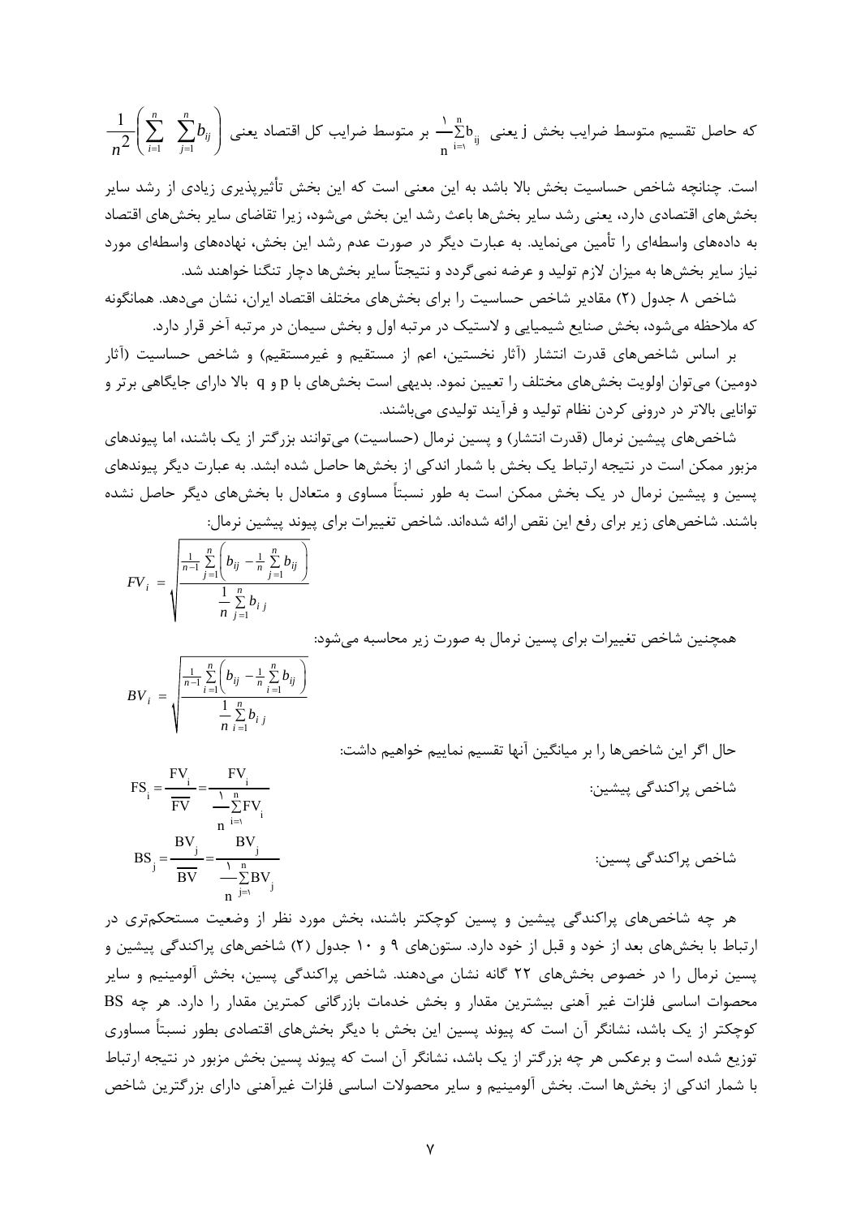که حاصل تقسیم متوسط ضرایب بخش j یعنی $\frac{1}{n}\sum_{i=1}^{n} b_{ij}$ بر متوسط ضرایب کل اقتصاد یعنی $\frac{1}{n^2}\left(\sum_{i=1}^{n}\sum_{j=1}^{n} b_{ij}\right)$ است. چنانچه شاخص حساسیت بخش بالا باشد به این معنی است که این بخش تأثیرپذیری زیادی از رشد سایر بخش‌های اقتصادی دارد، یعنی رشد سایر بخش‌ها باعث رشد این بخش می‌شود، زیرا تقاضای سایر بخش‌های اقتصاد به داده‌های واسطه‌ای را تأمین می‌نماید. به عبارت دیگر در صورت عدم رشد این بخش، نهاده‌های واسطه‌ای مورد نیاز سایر بخش‌ها به میزان لازم تولید و عرضه نمی‌گردد و نتیجتاً سایر بخش‌ها دچار تنگنا خواهند شد.

شاخص ۸ جدول (۲) مقادیر شاخص حساسیت را برای بخش‌های مختلف اقتصاد ایران، نشان می‌دهد. همانگونه که ملاحظه می‌شود، بخش صنایع شیمیایی و لاستیک در مرتبه اول و بخش سیمان در مرتبه آخر قرار دارد.

بر اساس شاخص‌های قدرت انتشار (آثار نخستین، اعم از مستقیم و غیرمستقیم) و شاخص حساسیت (آثار دومین) می‌توان اولویت بخش‌های مختلف را تعیین نمود. بدیهی است بخش‌های با p و q بالا دارای جایگاهی برتر و توانایی بالاتر در درونی کردن نظام تولید و فرآیند تولیدی می‌باشند.

شاخص‌های پیشین نرمال (قدرت انتشار) و پسین نرمال (حساسیت) می‌توانند بزرگتر از یک باشند، اما پیوندهای مزبور ممکن است در نتیجه ارتباط یک بخش با شمار اندکی از بخش‌ها حاصل شده ابشد. به عبارت دیگر پیوندهای پسین و پیشین نرمال در یک بخش ممکن است به طور نسبتاً مساوی و متعادل با بخش‌های دیگر حاصل نشده باشند. شاخص‌های زیر برای رفع این نقص ارائه شده‌اند. شاخص تغییرات برای پیوند پیشین نرمال:

$$FV_i = \sqrt{\frac{\frac{1}{n-1}\sum_{j=1}^{n}\left(b_{ij} - \frac{1}{n}\sum_{j=1}^{n} b_{ij}\right)}{\frac{1}{n}\sum_{j=1}^{n} b_{ij}}}$$

همچنین شاخص تغییرات برای پسین نرمال به صورت زیر محاسبه می‌شود:

$$BV_i = \sqrt{\frac{\frac{1}{n-1}\sum_{i=1}^{n}\left(b_{ij} - \frac{1}{n}\sum_{i=1}^{n} b_{ij}\right)}{\frac{1}{n}\sum_{i=1}^{n} b_{ij}}}$$

حال اگر این شاخص‌ها را بر میانگین آنها تقسیم نماییم خواهیم داشت:

شاخص پراکندگی پیشین:

$$FS_i = \frac{FV_i}{\overline{FV}} = \frac{FV_i}{\frac{1}{n}\sum_{i=1}^{n} FV_i}$$

شاخص پراکندگی پسین:

$$BS_j = \frac{BV_j}{\overline{BV}} = \frac{BV_j}{\frac{1}{n}\sum_{j=1}^{n} BV_j}$$

هر چه شاخص‌های پراکندگی پیشین و پسین کوچکتر باشند، بخش مورد نظر از وضعیت مستحکم‌تری در ارتباط با بخش‌های بعد از خود و قبل از خود دارد. ستون‌های ۹ و ۱۰ جدول (۲) شاخص‌های پراکندگی پیشین و پسین نرمال را در خصوص بخش‌های ۲۲ گانه نشان می‌دهند. شاخص پراکندگی پسین، بخش آلومینیم و سایر محصولات اساسی فلزات غیر آهنی بیشترین مقدار و بخش خدمات بازرگانی کمترین مقدار را دارد. هر چه BS کوچکتر از یک باشد، نشانگر آن است که پیوند پسین این بخش با دیگر بخش‌های اقتصادی بطور نسبتاً مساوری توزیع شده است و برعکس هر چه بزرگتر از یک باشد، نشانگر آن است که پیوند پسین بخش مزبور در نتیجه ارتباط با شمار اندکی از بخش‌ها است. بخش آلومینیم و سایر محصولات اساسی فلزات غیرآهنی دارای بزرگترین شاخص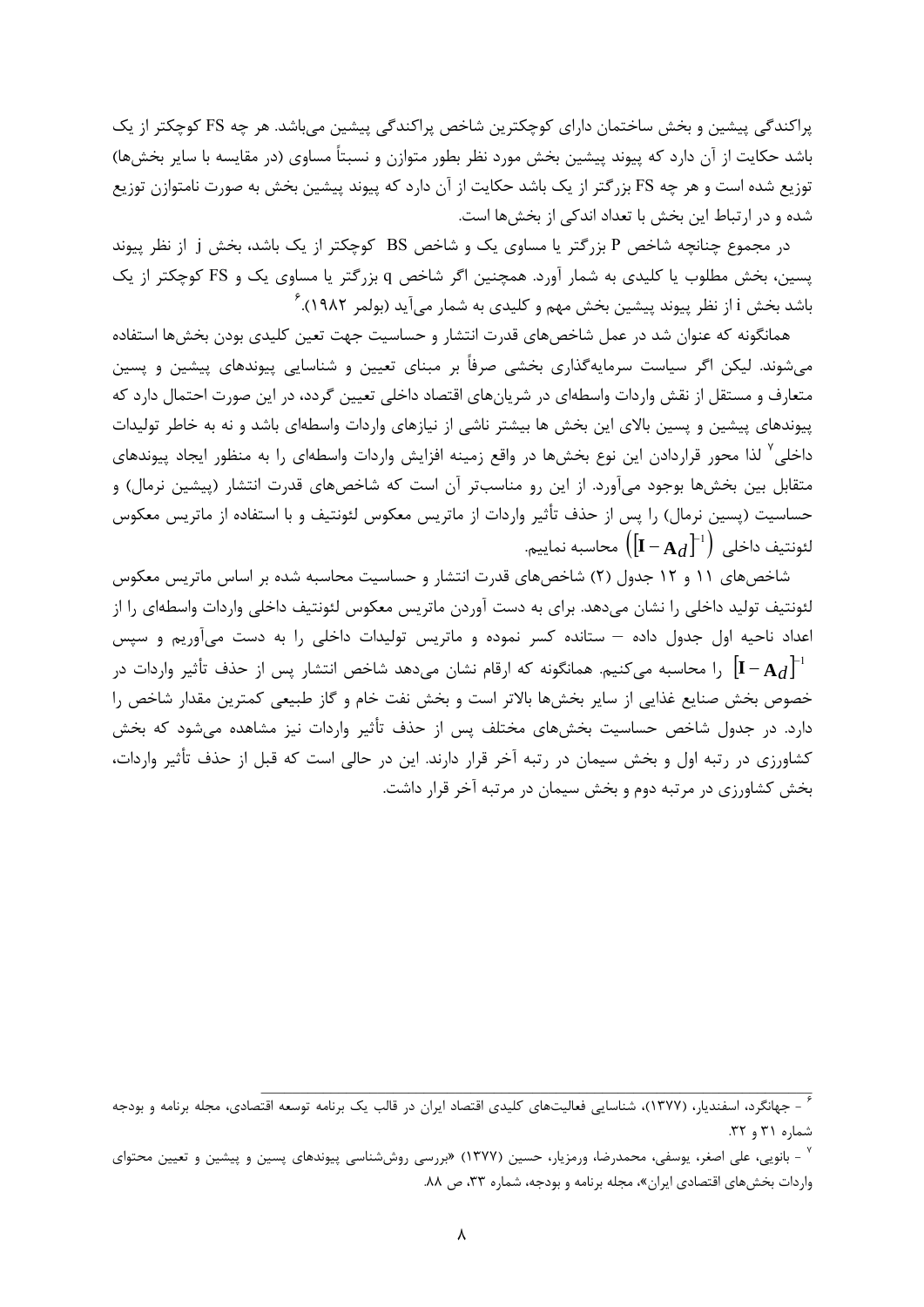پراکندگی پیشین و بخش ساختمان دارای کوچکترین شاخص پراکندگی پیشین می‌باشد. هر چه FS کوچکتر از یک باشد حکایت از آن دارد که پیوند پیشین بخش مورد نظر بطور متوازن و نسبتاً مساوی (در مقایسه با سایر بخش‌ها) توزیع شده است و هر چه FS بزرگتر از یک باشد حکایت از آن دارد که پیوند پیشین بخش به صورت نامتوازن توزیع شده و در ارتباط این بخش با تعداد اندکی از بخش‌ها است.

در مجموع چنانچه شاخص P بزرگتر یا مساوی یک و شاخص BS کوچکتر از یک باشد، بخش j از نظر پیوند پسین، بخش مطلوب یا کلیدی به شمار آورد. همچنین اگر شاخص q بزرگتر یا مساوی یک و FS کوچکتر از یک باشد بخش i از نظر پیوند پیشین بخش مهم و کلیدی به شمار می‌آید (بولمر ۱۹۸۲).[۶]

همانگونه که عنوان شد در عمل شاخص‌های قدرت انتشار و حساسیت جهت تعین کلیدی بودن بخش‌ها استفاده می‌شوند. لیکن اگر سیاست سرمایه‌گذاری بخشی صرفاً بر مبنای تعیین و شناسایی پیوندهای پیشین و پسین متعارف و مستقل از نقش واردات واسطه‌ای در شریان‌های اقتصاد داخلی تعیین گردد، در این صورت احتمال دارد که پیوندهای پیشین و پسین بالای این بخش ها بیشتر ناشی از نیازهای واردات واسطه‌ای باشد و نه به خاطر تولیدات داخلی[۷] لذا محور قراردادن این نوع بخش‌ها در واقع زمینه افزایش واردات واسطه‌ای را به منظور ایجاد پیوندهای متقابل بین بخش‌ها بوجود می‌آورد. از این رو مناسب‌تر آن است که شاخص‌های قدرت انتشار (پیشین نرمال) و حساسیت (پسین نرمال) را پس از حذف تأثیر واردات از ماتریس معکوس لئونتیف و با استفاده از ماتریس معکوس لئونتیف داخلی $\left([\mathbf{I}-\mathbf{A}d]^{-1}\right)$ محاسبه نماییم.

شاخص‌های ۱۱ و ۱۲ جدول (۲) شاخص‌های قدرت انتشار و حساسیت محاسبه شده بر اساس ماتریس معکوس لئونتیف تولید داخلی را نشان می‌دهد. برای به دست آوردن ماتریس معکوس لئونتیف داخلی واردات واسطه‌ای را از اعداد ناحیه اول جدول داده – ستانده کسر نموده و ماتریس تولیدات داخلی را به دست می‌آوریم و سپس $[\mathbf{I}-\mathbf{A}d]^{-1}$ را محاسبه می‌کنیم. همانگونه که ارقام نشان می‌دهد شاخص انتشار پس از حذف تأثیر واردات در خصوص بخش صنایع غذایی از سایر بخش‌ها بالاتر است و بخش نفت خام و گاز طبیعی کمترین مقدار شاخص را دارد. در جدول شاخص حساسیت بخش‌های مختلف پس از حذف تأثیر واردات نیز مشاهده می‌شود که بخش کشاورزی در رتبه اول و بخش سیمان در رتبه آخر قرار دارند. این در حالی است که قبل از حذف تأثیر واردات، بخش کشاورزی در مرتبه دوم و بخش سیمان در مرتبه آخر قرار داشت.

---

[۶] - جهانگرد، اسفندیار، (۱۳۷۷)، شناسایی فعالیت‌های کلیدی اقتصاد ایران در قالب یک برنامه توسعه اقتصادی، مجله برنامه و بودجه شماره ۳۱ و ۳۲.

[۷] - بانویی، علی اصغر، یوسفی، محمدرضا، ورمزیار، حسین (۱۳۷۷) «بررسی روش‌شناسی پیوندهای پسین و پیشین و تعیین محتوای واردات بخش‌های اقتصادی ایران»، مجله برنامه و بودجه، شماره ۳۳، ص ۸۸.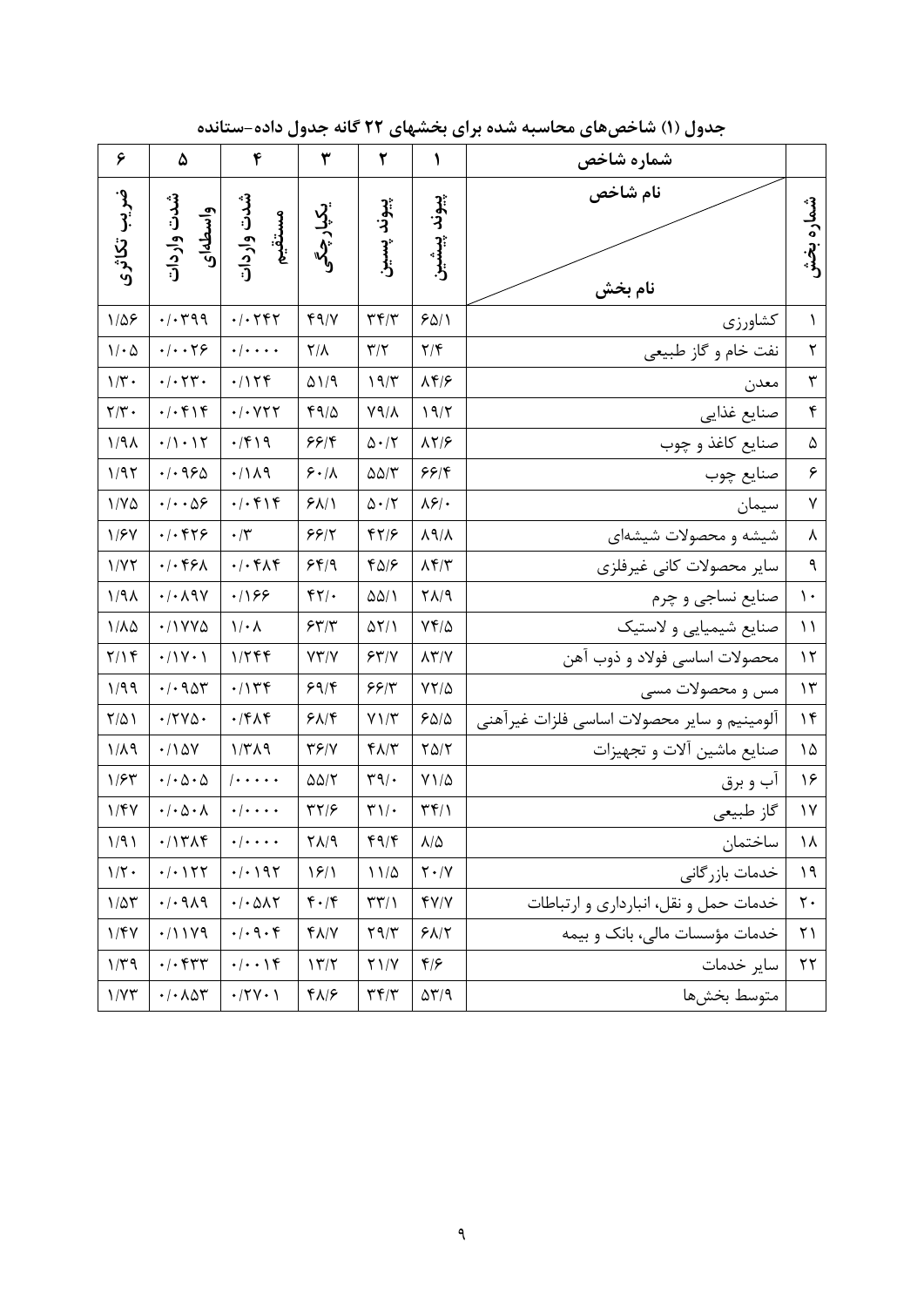**جدول (۱) شاخص‌های محاسبه شده برای بخشهای ۲۲ گانه جدول داده-ستانده**

| شماره بخش | شماره شاخص / نام شاخص — نام بخش | ۱ پیوند پیشین | ۲ پیوند پسین | ۳ یکپارچگی | ۴ شدت واردات مستقیم | ۵ شدت واردات واسطه‌ای | ۶ ضریب تکاثری |
|---|---|---|---|---|---|---|---|
| ۱ | کشاورزی | ۶۵/۱ | ۳۴/۳ | ۴۹/۷ | ۰/۰۲۴۲ | ۰/۰۳۹۹ | ۱/۵۶ |
| ۲ | نفت خام و گاز طبیعی | ۲/۴ | ۳/۲ | ۲/۸ | ۰/۰۰۰۰ | ۰/۰۰۲۶ | ۱/۰۵ |
| ۳ | معدن | ۸۴/۶ | ۱۹/۳ | ۵۱/۹ | ۰/۱۲۴ | ۰/۰۲۳۰ | ۱/۳۰ |
| ۴ | صنایع غذایی | ۱۹/۲ | ۷۹/۸ | ۴۹/۵ | ۰/۰۷۲۲ | ۰/۰۴۱۴ | ۲/۳۰ |
| ۵ | صنایع کاغذ و چوب | ۸۲/۶ | ۵۰/۲ | ۶۶/۴ | ۰/۴۱۹ | ۰/۱۰۱۲ | ۱/۹۸ |
| ۶ | صنایع چوب | ۶۶/۴ | ۵۵/۳ | ۶۰/۸ | ۰/۱۸۹ | ۰/۰۹۶۵ | ۱/۹۲ |
| ۷ | سیمان | ۸۶/۰ | ۵۰/۲ | ۶۸/۱ | ۰/۰۴۱۴ | ۰/۰۰۵۶ | ۱/۷۵ |
| ۸ | شیشه و محصولات شیشه‌ای | ۸۹/۸ | ۴۲/۶ | ۶۶/۲ | ۰/۳ | ۰/۰۴۲۶ | ۱/۶۷ |
| ۹ | سایر محصولات کانی غیرفلزی | ۸۴/۳ | ۴۵/۶ | ۶۴/۹ | ۰/۰۴۸۴ | ۰/۰۴۶۸ | ۱/۷۲ |
| ۱۰ | صنایع نساجی و چرم | ۲۸/۹ | ۵۵/۱ | ۴۲/۰ | ۰/۱۶۶ | ۰/۰۸۹۷ | ۱/۹۸ |
| ۱۱ | صنایع شیمیایی و لاستیک | ۷۴/۵ | ۵۲/۱ | ۶۳/۳ | ۱/۰۸ | ۰/۱۷۷۵ | ۱/۸۵ |
| ۱۲ | محصولات اساسی فولاد و ذوب آهن | ۸۳/۷ | ۶۳/۷ | ۷۳/۷ | ۱/۲۴۴ | ۰/۱۷۰۱ | ۲/۱۴ |
| ۱۳ | مس و محصولات مسی | ۷۲/۵ | ۶۶/۳ | ۶۹/۴ | ۰/۱۳۴ | ۰/۰۹۵۳ | ۱/۹۹ |
| ۱۴ | آلومینیم و سایر محصولات اساسی فلزات غیرآهنی | ۶۵/۵ | ۷۱/۳ | ۶۸/۴ | ۰/۴۸۴ | ۰/۲۷۵۰ | ۲/۵۱ |
| ۱۵ | صنایع ماشین آلات و تجهیزات | ۲۵/۲ | ۴۸/۳ | ۳۶/۷ | ۱/۳۸۹ | ۰/۱۵۷ | ۱/۸۹ |
| ۱۶ | آب و برق | ۷۱/۵ | ۳۹/۰ | ۵۵/۲ | /۰۰۰۰۰ | ۰/۰۵۰۵ | ۱/۶۳ |
| ۱۷ | گاز طبیعی | ۳۴/۱ | ۳۱/۰ | ۳۲/۶ | ۰/۰۰۰۰ | ۰/۰۵۰۸ | ۱/۴۷ |
| ۱۸ | ساختمان | ۸/۵ | ۴۹/۴ | ۲۸/۹ | ۰/۰۰۰۰ | ۰/۱۳۸۴ | ۱/۹۱ |
| ۱۹ | خدمات بازرگانی | ۲۰/۷ | ۱۱/۵ | ۱۶/۱ | ۰/۰۱۹۲ | ۰/۰۱۲۲ | ۱/۲۰ |
| ۲۰ | خدمات حمل و نقل، انبارداری و ارتباطات | ۴۷/۷ | ۳۳/۱ | ۴۰/۴ | ۰/۰۵۸۲ | ۰/۰۹۸۹ | ۱/۵۳ |
| ۲۱ | خدمات مؤسسات مالی، بانک و بیمه | ۶۸/۲ | ۲۹/۳ | ۴۸/۷ | ۰/۰۹۰۴ | ۰/۱۱۷۹ | ۱/۴۷ |
| ۲۲ | سایر خدمات | ۴/۶ | ۲۱/۷ | ۱۳/۲ | ۰/۰۰۱۴ | ۰/۰۴۳۳ | ۱/۳۹ |
| | متوسط بخش‌ها | ۵۳/۹ | ۳۴/۳ | ۴۸/۶ | ۰/۲۷۰۱ | ۰/۰۸۵۳ | ۱/۷۳ |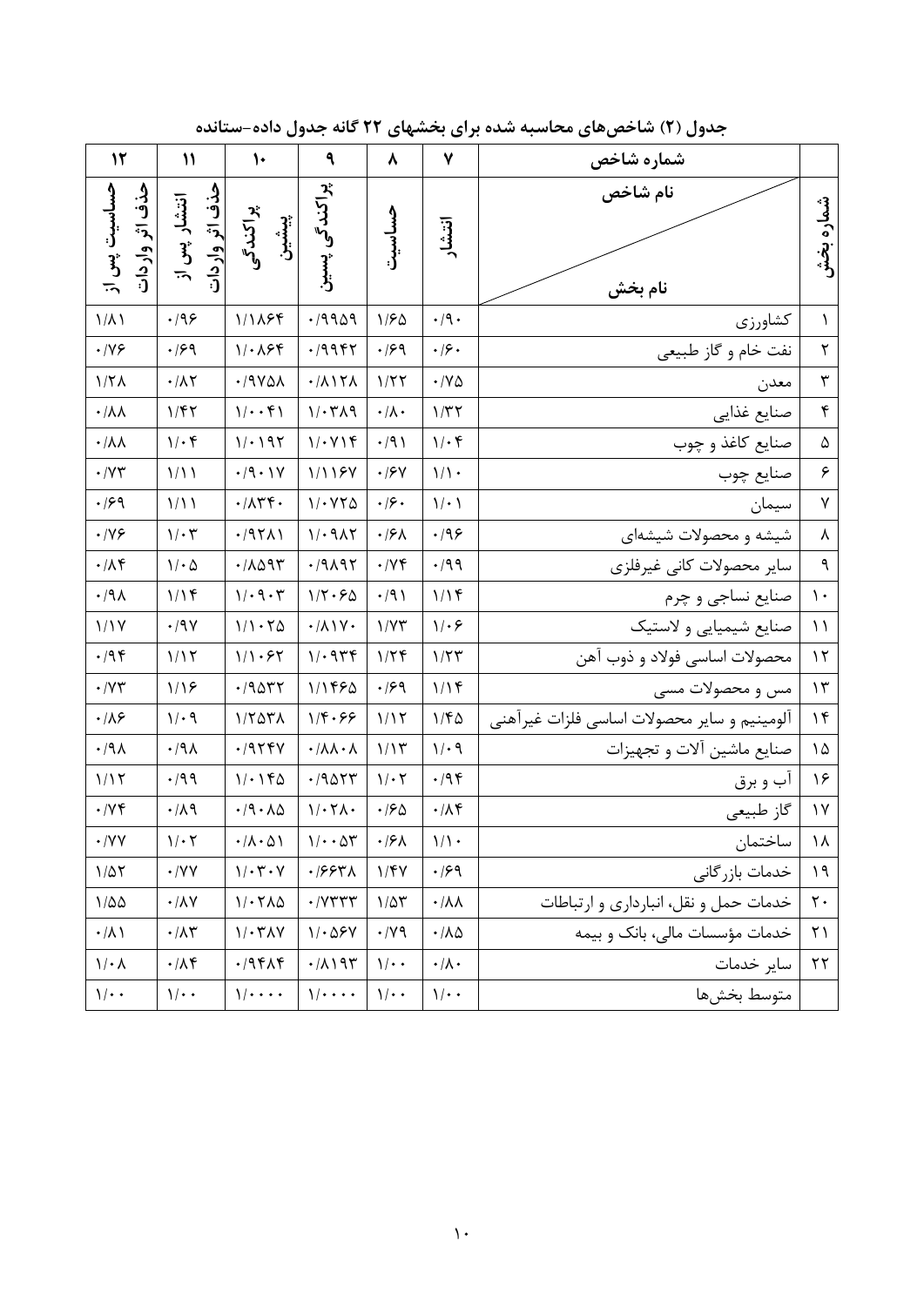**جدول (۲) شاخص‌های محاسبه شده برای بخشهای ۲۲ گانه جدول داده-ستانده**

| شماره بخش | نام شاخص / نام بخش | انتشار (۷) | حساسیت (۸) | پراکندگی پسین (۹) | پراکندگی پیشین (۱۰) | انتشار پس از حذف اثر واردات (۱۱) | حساسیت پس از حذف اثر واردات (۱۲) |
|---|---|---|---|---|---|---|---|
| ۱ | کشاورزی | ۰/۹۰ | ۱/۶۵ | ۰/۹۹۵۹ | ۱/۱۸۶۴ | ۰/۹۶ | ۱/۸۱ |
| ۲ | نفت خام و گاز طبیعی | ۰/۶۰ | ۰/۶۹ | ۰/۹۹۴۲ | ۱/۰۸۶۴ | ۰/۶۹ | ۰/۷۶ |
| ۳ | معدن | ۰/۷۵ | ۱/۲۲ | ۰/۸۱۲۸ | ۰/۹۷۵۸ | ۰/۸۲ | ۱/۲۸ |
| ۴ | صنایع غذایی | ۱/۳۲ | ۰/۸۰ | ۱/۰۳۸۹ | ۱/۰۰۴۱ | ۱/۴۲ | ۰/۸۸ |
| ۵ | صنایع کاغذ و چوب | ۱/۰۴ | ۰/۹۱ | ۱/۰۷۱۴ | ۱/۰۱۹۲ | ۱/۰۴ | ۰/۸۸ |
| ۶ | صنایع چوب | ۱/۱۰ | ۰/۶۷ | ۱/۱۱۶۷ | ۰/۹۰۱۷ | ۱/۱۱ | ۰/۷۳ |
| ۷ | سیمان | ۱/۰۱ | ۰/۶۰ | ۱/۰۷۲۵ | ۰/۸۳۴۰ | ۱/۱۱ | ۰/۶۹ |
| ۸ | شیشه و محصولات شیشه‌ای | ۰/۹۶ | ۰/۶۸ | ۱/۰۹۸۲ | ۰/۹۲۸۱ | ۱/۰۳ | ۰/۷۶ |
| ۹ | سایر محصولات کانی غیرفلزی | ۰/۹۹ | ۰/۷۴ | ۰/۹۸۹۲ | ۰/۸۵۹۳ | ۱/۰۵ | ۰/۸۴ |
| ۱۰ | صنایع نساجی و چرم | ۱/۱۴ | ۰/۹۱ | ۱/۲۰۶۵ | ۱/۰۹۰۳ | ۱/۱۴ | ۰/۹۸ |
| ۱۱ | صنایع شیمیایی و لاستیک | ۱/۰۶ | ۱/۷۳ | ۰/۸۱۷۰ | ۱/۱۰۲۵ | ۰/۹۷ | ۱/۱۷ |
| ۱۲ | محصولات اساسی فولاد و ذوب آهن | ۱/۲۳ | ۱/۲۴ | ۱/۰۹۳۴ | ۱/۱۰۶۲ | ۱/۱۲ | ۰/۹۴ |
| ۱۳ | مس و محصولات مسی | ۱/۱۴ | ۰/۶۹ | ۱/۱۴۶۵ | ۰/۹۵۳۲ | ۱/۱۶ | ۰/۷۳ |
| ۱۴ | آلومینیم و سایر محصولات اساسی فلزات غیرآهنی | ۱/۴۵ | ۱/۱۲ | ۱/۴۰۶۶ | ۱/۲۵۳۸ | ۱/۰۹ | ۰/۸۶ |
| ۱۵ | صنایع ماشین آلات و تجهیزات | ۱/۰۹ | ۱/۱۳ | ۰/۸۸۰۸ | ۰/۹۲۴۷ | ۰/۹۸ | ۰/۹۸ |
| ۱۶ | آب و برق | ۰/۹۴ | ۱/۰۲ | ۰/۹۵۲۳ | ۱/۰۱۴۵ | ۰/۹۹ | ۱/۱۲ |
| ۱۷ | گاز طبیعی | ۰/۸۴ | ۰/۶۵ | ۱/۰۲۸۰ | ۰/۹۰۸۵ | ۰/۸۹ | ۰/۷۴ |
| ۱۸ | ساختمان | ۱/۱۰ | ۰/۶۸ | ۱/۰۰۵۳ | ۰/۸۰۵۱ | ۱/۰۲ | ۰/۷۷ |
| ۱۹ | خدمات بازرگانی | ۰/۶۹ | ۱/۴۷ | ۰/۶۶۳۸ | ۱/۰۳۰۷ | ۰/۷۷ | ۱/۵۲ |
| ۲۰ | خدمات حمل و نقل، انبارداری و ارتباطات | ۰/۸۸ | ۱/۵۳ | ۰/۷۳۳۳ | ۱/۰۲۸۵ | ۰/۸۷ | ۱/۵۵ |
| ۲۱ | خدمات مؤسسات مالی، بانک و بیمه | ۰/۸۵ | ۰/۷۹ | ۱/۰۵۶۷ | ۱/۰۳۸۷ | ۰/۸۳ | ۰/۸۱ |
| ۲۲ | سایر خدمات | ۰/۸۰ | ۱/۰۰ | ۰/۸۱۹۳ | ۰/۹۴۸۴ | ۰/۸۴ | ۱/۰۸ |
| | متوسط بخش‌ها | ۱/۰۰ | ۱/۰۰ | ۱/۰۰۰۰ | ۱/۰۰۰۰ | ۱/۰۰ | ۱/۰۰ |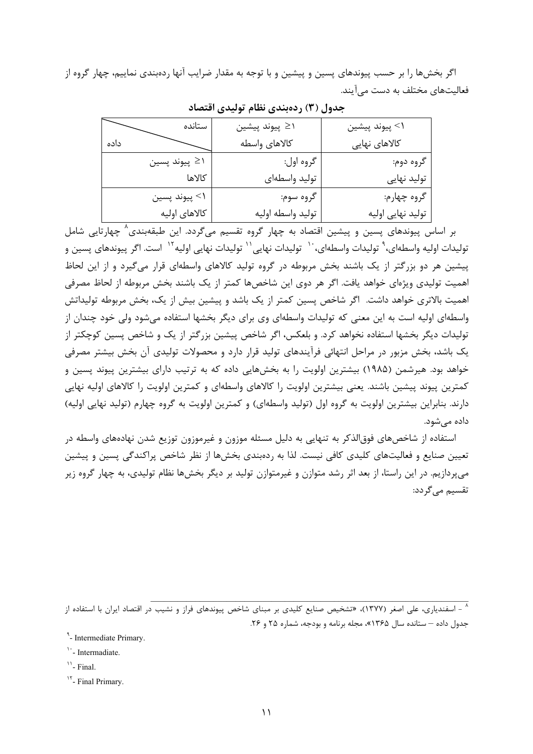اگر بخش‌ها را بر حسب پیوندهای پسین و پیشین و با توجه به مقدار ضرایب آنها رده‌بندی نماییم، چهار گروه از فعالیت‌های مختلف به دست می‌آیند.

**جدول (۳) رده‌بندی نظام تولیدی اقتصاد**

| داده \ ستانده | ۱≤ پیوند پیشین کالاهای واسطه | ۱> پیوند پیشین کالاهای نهایی |
|---|---|---|
| ۱≤ پیوند پسین کالاها | گروه اول: تولید واسطه‌ای | گروه دوم: تولید نهایی |
| ۱> پیوند پسین کالاهای اولیه | گروه سوم: تولید واسطه اولیه | گروه چهارم: تولید نهایی اولیه |

بر اساس پیوندهای پسین و پیشین اقتصاد به چهار گروه تقسیم می‌گردد. این طبقه‌بندی[۸] چهارتایی شامل تولیدات اولیه واسطه‌ای،[۹] تولیدات واسطه‌ای،[۱۰] تولیدات نهایی[۱۱] تولیدات نهایی اولیه[۱۲] است. اگر پیوندهای پسین و پیشین هر دو بزرگتر از یک باشند بخش مربوطه در گروه تولید کالاهای واسطه‌ای قرار می‌گیرد و از این لحاظ اهمیت تولیدی ویژه‌ای خواهد یافت. اگر هر دوی این شاخص‌ها کمتر از یک باشند بخش مربوطه از لحاظ مصرفی اهمیت بالاتری خواهد داشت. اگر شاخص پسین کمتر از یک باشد و پیشین بیش از یک، بخش مربوطه تولیداتش واسطه‌ای اولیه است به این معنی که تولیدات واسطه‌ای وی برای دیگر بخشها استفاده می‌شود ولی خود چندان از تولیدات دیگر بخشها استفاده نخواهد کرد. و بلعکس، اگر شاخص پیشین بزرگتر از یک و شاخص پسین کوچکتر از یک باشد، بخش مزبور در مراحل انتهائی فرآیندهای تولید قرار دارد و محصولات تولیدی آن بخش بیشتر مصرفی خواهد بود. هیرشمن (۱۹۸۵) بیشترین اولویت را به بخش‌هایی داده که به ترتیب دارای بیشترین پیوند پسین و کمترین پیوند پیشین باشند. یعنی بیشترین اولویت را کالاهای واسطه‌ای و کمترین اولویت را کالاهای اولیه نهایی دارند. بنابراین بیشترین اولویت به گروه اول (تولید واسطه‌ای) و کمترین اولویت به گروه چهارم (تولید نهایی اولیه) داده می‌شود.

استفاده از شاخص‌های فوق‌الذکر به تنهایی به دلیل مسئله موزون و غیرموزون توزیع شدن نهاده‌های واسطه در تعیین صنایع و فعالیت‌های کلیدی کافی نیست. لذا به رده‌بندی بخش‌ها از نظر شاخص پراکندگی پسین و پیشین می‌پردازیم. در این راستا، از بعد اثر رشد متوازن و غیرمتوازن تولید بر دیگر بخش‌ها نظام تولیدی، به چهار گروه زیر تقسیم می‌گردد:

---

[۸] - اسفندیاری، علی اصغر (۱۳۷۷)، «تشخیص صنایع کلیدی بر مبنای شاخص پیوندهای فراز و نشیب در اقتصاد ایران با استفاده از جدول داده – ستانده سال ۱۳۶۵»، مجله برنامه و بودجه، شماره ۲۵ و ۲۶.

[۹] - Intermediate Primary.

[۱۰] - Intermadiate.

[۱۱] - Final.

[۱۲] - Final Primary.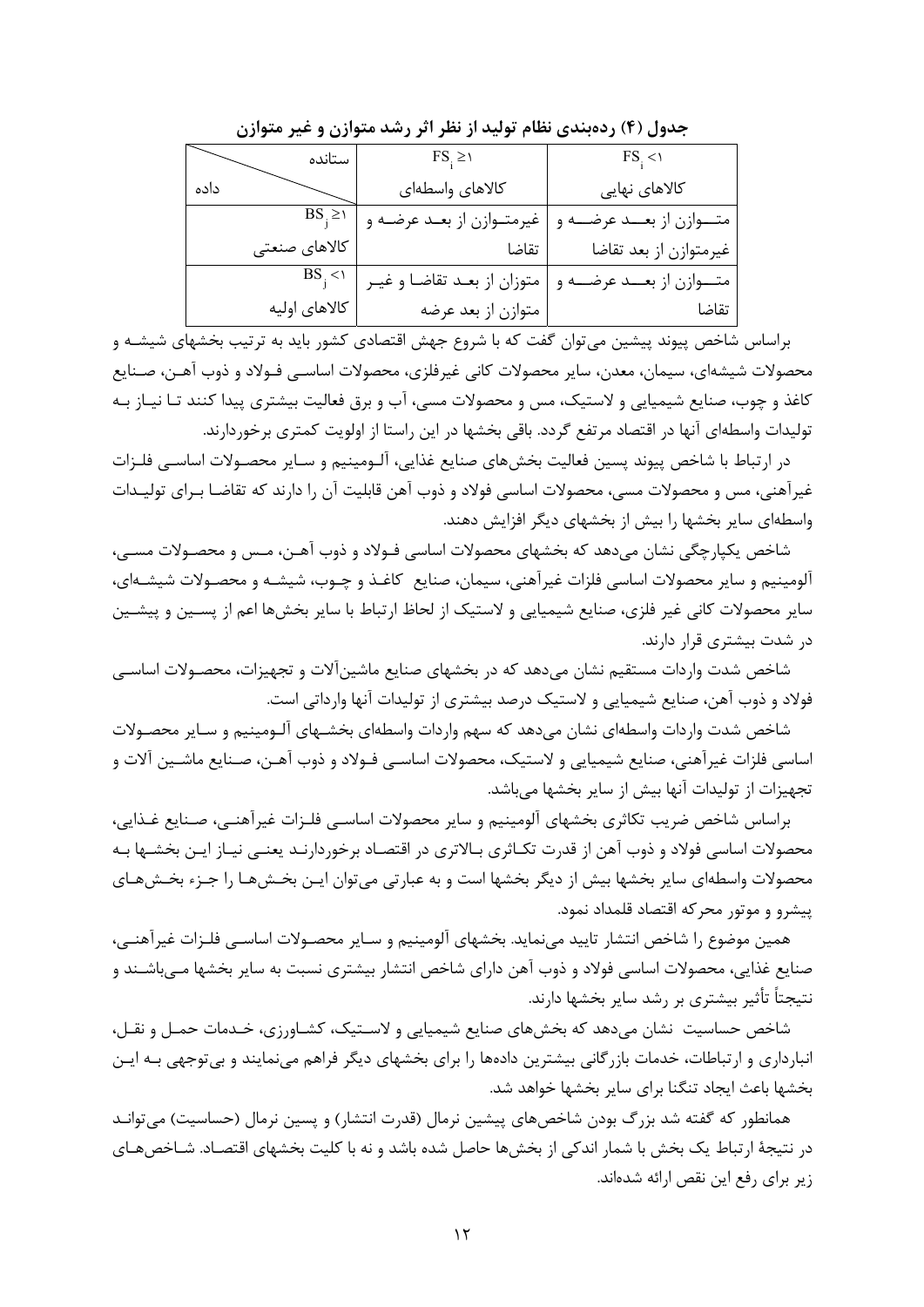**جدول (۴) رده‌بندی نظام تولید از نظر اثر رشد متوازن و غیر متوازن**

| ستانده / داده | $FS_i \geq 1$ کالاهای واسطه‌ای | $FS_i < 1$ کالاهای نهایی |
| --- | --- | --- |
| $BS_j \geq 1$ کالاهای صنعتی | غیرمتوازن از بعد عرضه و تقاضا | متوازن از بعد عرضه و غیرمتوازن از بعد تقاضا |
| $BS_j < 1$ کالاهای اولیه | متوزان از بعد تقاضا و غیر متوازن از بعد عرضه | متوازن از بعد عرضه و تقاضا |

براساس شاخص پیوند پیشین می‌توان گفت که با شروع جهش اقتصادی کشور باید به ترتیب بخشهای شیشه و محصولات شیشه‌ای، سیمان، معدن، سایر محصولات کانی غیرفلزی، محصولات اساسی فولاد و ذوب آهن، صنایع کاغذ و چوب، صنایع شیمیایی و لاستیک، مس و محصولات مسی، آب و برق فعالیت بیشتری پیدا کنند تا نیاز به تولیدات واسطه‌ای آنها در اقتصاد مرتفع گردد. باقی بخشها در این راستا از اولویت کمتری برخوردارند.

در ارتباط با شاخص پیوند پسین فعالیت بخش‌های صنایع غذایی، آلومینیم و سایر محصولات اساسی فلزات غیرآهنی، مس و محصولات مسی، محصولات اساسی فولاد و ذوب آهن قابلیت آن را دارند که تقاضا برای تولیدات واسطه‌ای سایر بخشها را بیش از بخشهای دیگر افزایش دهند.

شاخص یکپارچگی نشان می‌دهد که بخشهای محصولات اساسی فولاد و ذوب آهن، مس و محصولات مسی، آلومینیم و سایر محصولات اساسی فلزات غیرآهنی، سیمان، صنایع کاغذ و چوب، شیشه و محصولات شیشه‌ای، سایر محصولات کانی غیر فلزی، صنایع شیمیایی و لاستیک از لحاظ ارتباط با سایر بخش‌ها اعم از پسین و پیشین در شدت بیشتری قرار دارند.

شاخص شدت واردات مستقیم نشان می‌دهد که در بخشهای صنایع ماشین‌آلات و تجهیزات، محصولات اساسی فولاد و ذوب آهن، صنایع شیمیایی و لاستیک درصد بیشتری از تولیدات آنها وارداتی است.

شاخص شدت واردات واسطه‌ای نشان می‌دهد که سهم واردات واسطه‌ای بخشهای آلومینیم و سایر محصولات اساسی فلزات غیرآهنی، صنایع شیمیایی و لاستیک، محصولات اساسی فولاد و ذوب آهن، صنایع ماشین آلات و تجهیزات از تولیدات آنها بیش از سایر بخشها می‌باشد.

براساس شاخص ضریب تکاثری بخشهای آلومینیم و سایر محصولات اساسی فلزات غیرآهنی، صنایع غذایی، محصولات اساسی فولاد و ذوب آهن از قدرت تکاثری بالاتری در اقتصاد برخوردارند یعنی نیاز این بخشها به محصولات واسطه‌ای سایر بخشها بیش از دیگر بخشها است و به عبارتی می‌توان این بخش‌ها را جزء بخش‌های پیشرو و موتور محرکه اقتصاد قلمداد نمود.

همین موضوع را شاخص انتشار تایید می‌نماید. بخشهای آلومینیم و سایر محصولات اساسی فلزات غیرآهنی، صنایع غذایی، محصولات اساسی فولاد و ذوب آهن دارای شاخص انتشار بیشتری نسبت به سایر بخشها می‌باشند و نتیجتاً تأثیر بیشتری بر رشد سایر بخشها دارند.

شاخص حساسیت نشان می‌دهد که بخش‌های صنایع شیمیایی و لاستیک، کشاورزی، خدمات حمل و نقل، انبارداری و ارتباطات، خدمات بازرگانی بیشترین داده‌ها را برای بخشهای دیگر فراهم می‌نمایند و بی‌توجهی به این بخشها باعث ایجاد تنگنا برای سایر بخشها خواهد شد.

همانطور که گفته شد بزرگ بودن شاخص‌های پیشین نرمال (قدرت انتشار) و پسین نرمال (حساسیت) می‌تواند در نتیجهٔ ارتباط یک بخش با شمار اندکی از بخش‌ها حاصل شده باشد و نه با کلیت بخشهای اقتصاد. شاخص‌های زیر برای رفع این نقص ارائه شده‌اند.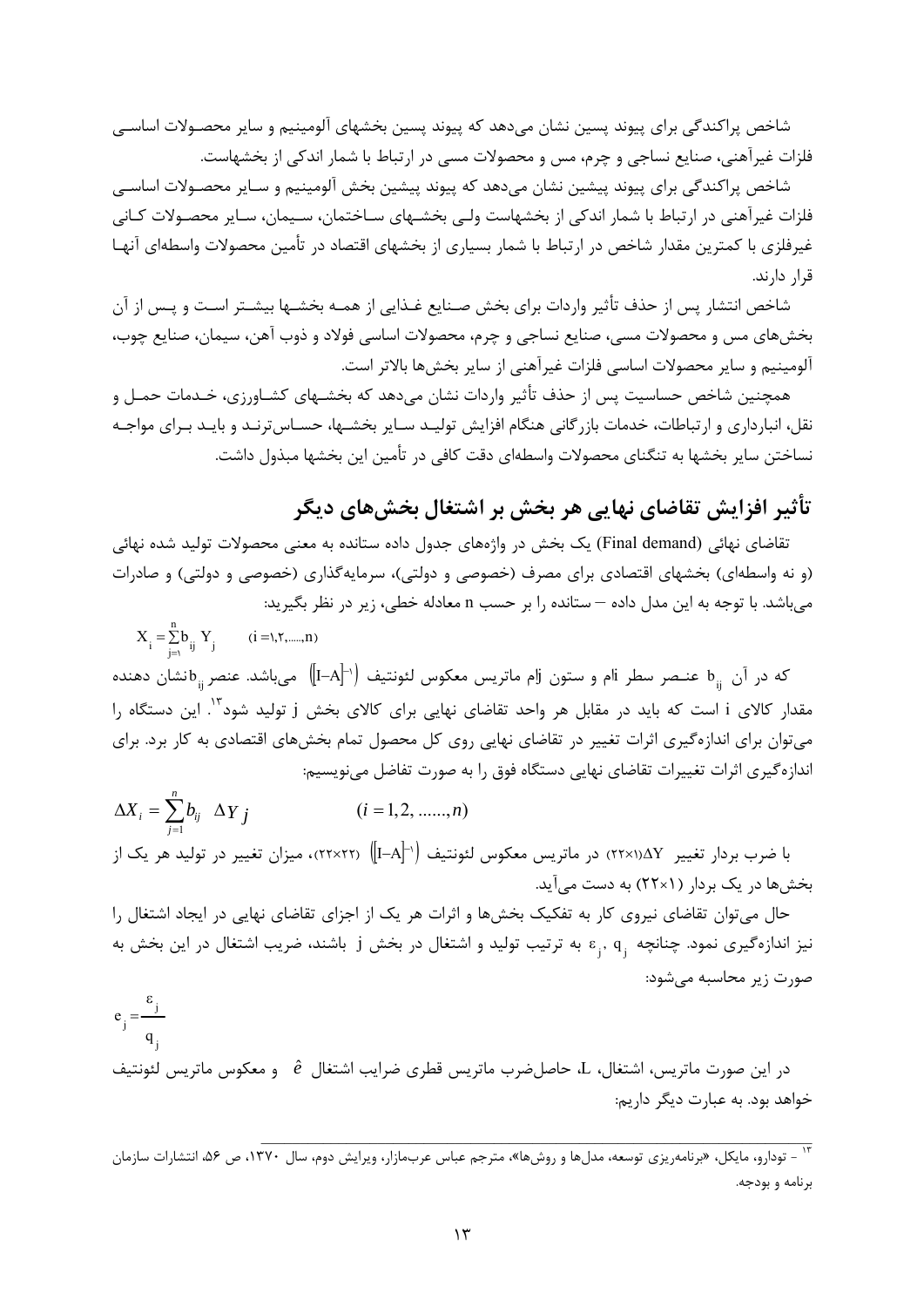شاخص پراکندگی برای پیوند پسین نشان می‌دهد که پیوند پسین بخشهای آلومینیم و سایر محصولات اساسی فلزات غیرآهنی، صنایع نساجی و چرم، مس و محصولات مسی در ارتباط با شمار اندکی از بخشهاست.

شاخص پراکندگی برای پیوند پیشین نشان می‌دهد که پیوند پیشین بخش آلومینیم و سایر محصولات اساسی فلزات غیرآهنی در ارتباط با شمار اندکی از بخشهاست ولی بخشهای ساختمان، سیمان، سایر محصولات کانی غیرفلزی با کمترین مقدار شاخص در ارتباط با شمار بسیاری از بخشهای اقتصاد در تأمین محصولات واسطه‌ای آنها قرار دارند.

شاخص انتشار پس از حذف تأثیر واردات برای بخش صنایع غذایی از همه بخشها بیشتر است و پس از آن بخش‌های مس و محصولات مسی، صنایع نساجی و چرم، محصولات اساسی فولاد و ذوب آهن، سیمان، صنایع چوب، آلومینیم و سایر محصولات اساسی فلزات غیرآهنی از سایر بخش‌ها بالاتر است.

همچنین شاخص حساسیت پس از حذف تأثیر واردات نشان می‌دهد که بخشهای کشاورزی، خدمات حمل و نقل، انبارداری و ارتباطات، خدمات بازرگانی هنگام افزایش تولید سایر بخشها، حساس‌ترند و باید برای مواجه نساختن سایر بخشها به تنگنای محصولات واسطه‌ای دقت کافی در تأمین این بخشها مبذول داشت.

## تأثیر افزایش تقاضای نهایی هر بخش بر اشتغال بخش‌های دیگر

تقاضای نهائی (Final demand) یک بخش در واژه‌های جدول داده ستانده به معنی محصولات تولید شده نهائی (و نه واسطه‌ای) بخشهای اقتصادی برای مصرف (خصوصی و دولتی)، سرمایه‌گذاری (خصوصی و دولتی) و صادرات می‌باشد. با توجه به این مدل داده – ستانده را بر حسب n معادله خطی، زیر در نظر بگیرید:

$$X_i = \sum_{j=1}^{n} b_{ij}\, Y_j \qquad (i = 1, 2, \ldots, n)$$

که در آن $b_{ij}$ عنصر سطر iام و ستون jام ماتریس معکوس لئونتیف ($[I-A]^{-1}$) می‌باشد. عنصر $b_{ij}$ نشان دهنده مقدار کالای i است که باید در مقابل هر واحد تقاضای نهایی برای کالای بخش j تولید شود[13]. این دستگاه را می‌توان برای اندازه‌گیری اثرات تغییر در تقاضای نهایی روی کل محصول تمام بخش‌های اقتصادی به کار برد. برای اندازه‌گیری اثرات تغییرات تقاضای نهایی دستگاه فوق را به صورت تفاضل می‌نویسیم:

$$\Delta X_i = \sum_{j=1}^{n} b_{ij}\ \Delta Y_j \qquad (i = 1, 2, \ldots, n)$$

با ضرب بردار تغییر $\Delta Y_{(1\times22)}$ در ماتریس معکوس لئونتیف ($[I-A]^{-1}_{(22\times22)}$)، میزان تغییر در تولید هر یک از بخش‌ها در یک بردار (۱×۲۲) به دست می‌آید.

حال می‌توان تقاضای نیروی کار به تفکیک بخش‌ها و اثرات هر یک از اجزای تقاضای نهایی در ایجاد اشتغال را نیز اندازه‌گیری نمود. چنانچه $\varepsilon_j$، $q_j$ به ترتیب تولید و اشتغال در بخش j باشند، ضریب اشتغال در این بخش به صورت زیر محاسبه می‌شود:

$$e_j = \frac{\varepsilon_j}{q_j}$$

در این صورت ماتریس، اشتغال، L، حاصلضرب ماتریس قطری ضرایب اشتغال $\hat{e}$ و معکوس ماتریس لئونتیف خواهد بود. به عبارت دیگر داریم:

---

[13] - تودارو، مایکل، «برنامه‌ریزی توسعه، مدل‌ها و روش‌ها»، مترجم عباس عرب‌مازار، ویرایش دوم، سال ۱۳۷۰، ص ۵۶، انتشارات سازمان برنامه و بودجه.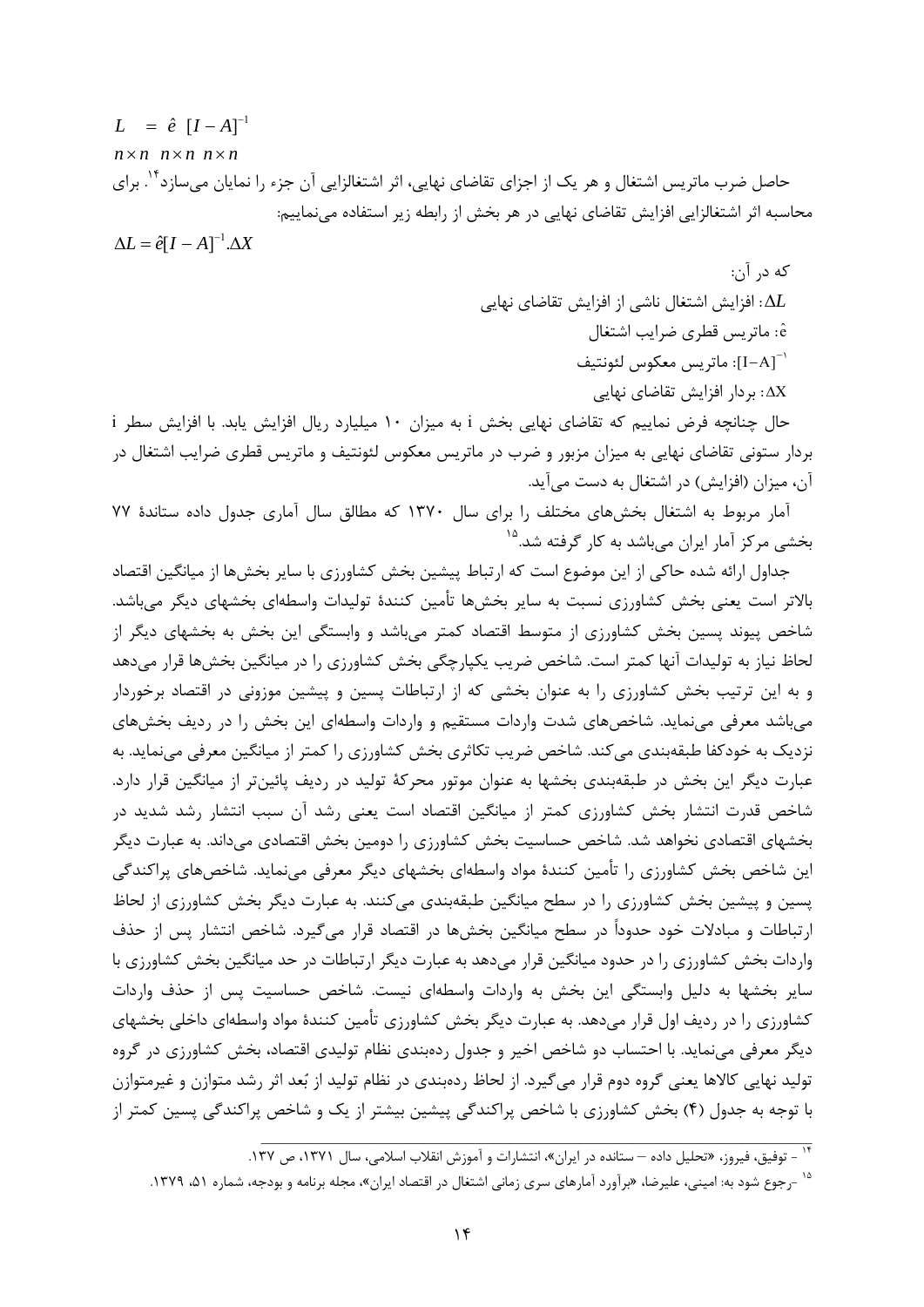$$\underset{n\times n}{L} = \underset{n\times n}{\hat{e}}\ \underset{n\times n}{[I-A]^{-1}}$$

حاصل ضرب ماتریس اشتغال و هر یک از اجزای تقاضای نهایی، اثر اشتغالزایی آن جزء را نمایان می‌سازد[14]. برای محاسبه اثر اشتغالزایی افزایش تقاضای نهایی در هر بخش از رابطه زیر استفاده می‌نماییم:

$$\Delta L = \hat{e}[I - A]^{-1}.\Delta X$$

که در آن:

$\Delta L$: افزایش اشتغال ناشی از افزایش تقاضای نهایی

$\hat{e}$: ماتریس قطری ضرایب اشتغال

$[I-A]^{-1}$: ماتریس معکوس لئونتیف

$\Delta X$: بردار افزایش تقاضای نهایی

حال چنانچه فرض نماییم که تقاضای نهایی بخش i به میزان ۱۰ میلیارد ریال افزایش یابد. با افزایش سطر i بردار ستونی تقاضای نهایی به میزان مزبور و ضرب در ماتریس معکوس لئونتیف و ماتریس قطری ضرایب اشتغال در آن، میزان (افزایش) در اشتغال به دست می‌آید.

آمار مربوط به اشتغال بخش‌های مختلف را برای سال ۱۳۷۰ که مطالق سال آماری جدول داده ستاندهٔ ۷۷ بخشی مرکز آمار ایران می‌باشد به کار گرفته شد.[15]

جداول ارائه شده حاکی از این موضوع است که ارتباط پیشین بخش کشاورزی با سایر بخش‌ها از میانگین اقتصاد بالاتر است یعنی بخش کشاورزی نسبت به سایر بخش‌ها تأمین کنندهٔ تولیدات واسطه‌ای بخشهای دیگر می‌باشد. شاخص پیوند پسین بخش کشاورزی از متوسط اقتصاد کمتر می‌باشد و وابستگی این بخش به بخشهای دیگر از لحاظ نیاز به تولیدات آنها کمتر است. شاخص ضریب یکپارچگی بخش کشاورزی را در میانگین بخش‌ها قرار می‌دهد و به این ترتیب بخش کشاورزی را به عنوان بخشی که از ارتباطات پسین و پیشین موزونی در اقتصاد برخوردار می‌باشد معرفی می‌نماید. شاخص‌های شدت واردات مستقیم و واردات واسطه‌ای این بخش را در ردیف بخش‌های نزدیک به خودکفا طبقه‌بندی می‌کند. شاخص ضریب تکاثری بخش کشاورزی را کمتر از میانگین معرفی می‌نماید. به عبارت دیگر این بخش در طبقه‌بندی بخشها به عنوان موتور محرکهٔ تولید در ردیف پائین‌تر از میانگین قرار دارد. شاخص قدرت انتشار بخش کشاورزی کمتر از میانگین اقتصاد است یعنی رشد آن سبب انتشار رشد شدید در بخشهای اقتصادی نخواهد شد. شاخص حساسیت بخش کشاورزی را دومین بخش اقتصادی می‌داند. به عبارت دیگر این شاخص بخش کشاورزی را تأمین کنندهٔ مواد واسطه‌ای بخشهای دیگر معرفی می‌نماید. شاخص‌های پراکندگی پسین و پیشین بخش کشاورزی را در سطح میانگین طبقه‌بندی می‌کنند. به عبارت دیگر بخش کشاورزی از لحاظ ارتباطات و مبادلات خود حدوداً در سطح میانگین بخش‌ها در اقتصاد قرار می‌گیرد. شاخص انتشار پس از حذف واردات بخش کشاورزی را در حدود میانگین قرار می‌دهد به عبارت دیگر ارتباطات در حد میانگین بخش کشاورزی با سایر بخشها به دلیل وابستگی این بخش به واردات واسطه‌ای نیست. شاخص حساسیت پس از حذف واردات کشاورزی را در ردیف اول قرار می‌دهد. به عبارت دیگر بخش کشاورزی تأمین کنندهٔ مواد واسطه‌ای داخلی بخشهای دیگر معرفی می‌نماید. با احتساب دو شاخص اخیر و جدول رده‌بندی نظام تولیدی اقتصاد، بخش کشاورزی در گروه تولید نهایی کالاها یعنی گروه دوم قرار می‌گیرد. از لحاظ رده‌بندی در نظام تولید از بُعد اثر رشد متوازن و غیرمتوازن با توجه به جدول (۴) بخش کشاورزی با شاخص پراکندگی پیشین بیشتر از یک و شاخص پراکندگی پسین کمتر از

---

[14] - توفیق، فیروز، «تحلیل داده – ستانده در ایران»، انتشارات و آموزش انقلاب اسلامی، سال ۱۳۷۱، ص ۱۳۷.

[15] -رجوع شود به: امینی، علیرضا، «برآورد آمارهای سری زمانی اشتغال در اقتصاد ایران»، مجله برنامه و بودجه، شماره ۵۱، ۱۳۷۹.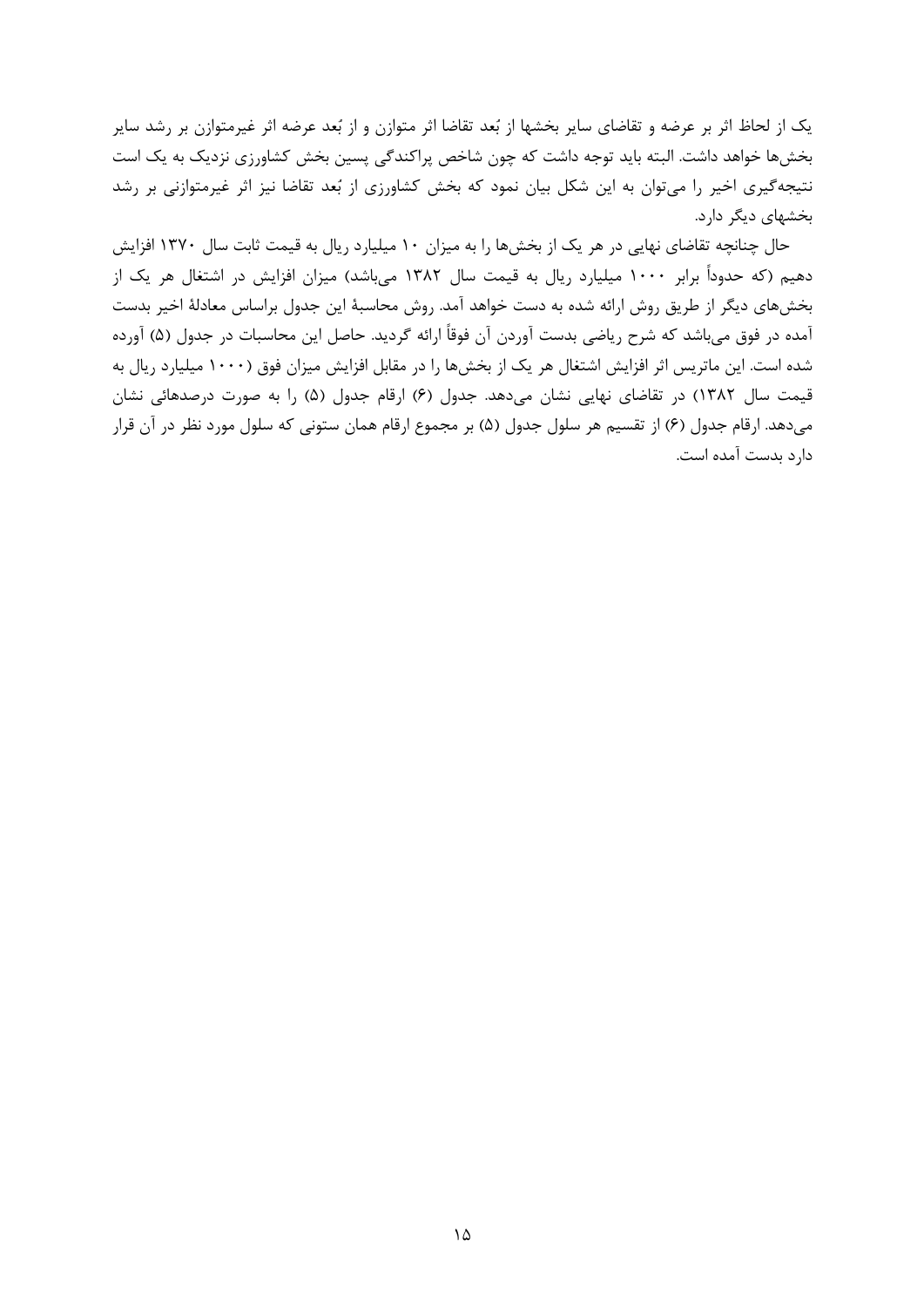یک از لحاظ اثر بر عرضه و تقاضای سایر بخشها از بُعد تقاضا اثر متوازن و از بُعد عرضه اثر غیرمتوازن بر رشد سایر بخش‌ها خواهد داشت. البته باید توجه داشت که چون شاخص پراکندگی پسین بخش کشاورزی نزدیک به یک است نتیجه‌گیری اخیر را می‌توان به این شکل بیان نمود که بخش کشاورزی از بُعد تقاضا نیز اثر غیرمتوازنی بر رشد بخشهای دیگر دارد.

حال چنانچه تقاضای نهایی در هر یک از بخش‌ها را به میزان ۱۰ میلیارد ریال به قیمت ثابت سال ۱۳۷۰ افزایش دهیم (که حدوداً برابر ۱۰۰۰ میلیارد ریال به قیمت سال ۱۳۸۲ می‌باشد) میزان افزایش در اشتغال هر یک از بخش‌های دیگر از طریق روش ارائه شده به دست خواهد آمد. روش محاسبهٔ این جدول براساس معادلهٔ اخیر بدست آمده در فوق می‌باشد که شرح ریاضی بدست آوردن آن فوقاً ارائه گردید. حاصل این محاسبات در جدول (۵) آورده شده است. این ماتریس اثر افزایش اشتغال هر یک از بخش‌ها را در مقابل افزایش میزان فوق (۱۰۰۰ میلیارد ریال به قیمت سال ۱۳۸۲) در تقاضای نهایی نشان می‌دهد. جدول (۶) ارقام جدول (۵) را به صورت درصدهائی نشان می‌دهد. ارقام جدول (۶) از تقسیم هر سلول جدول (۵) بر مجموع ارقام همان ستونی که سلول مورد نظر در آن قرار دارد بدست آمده است.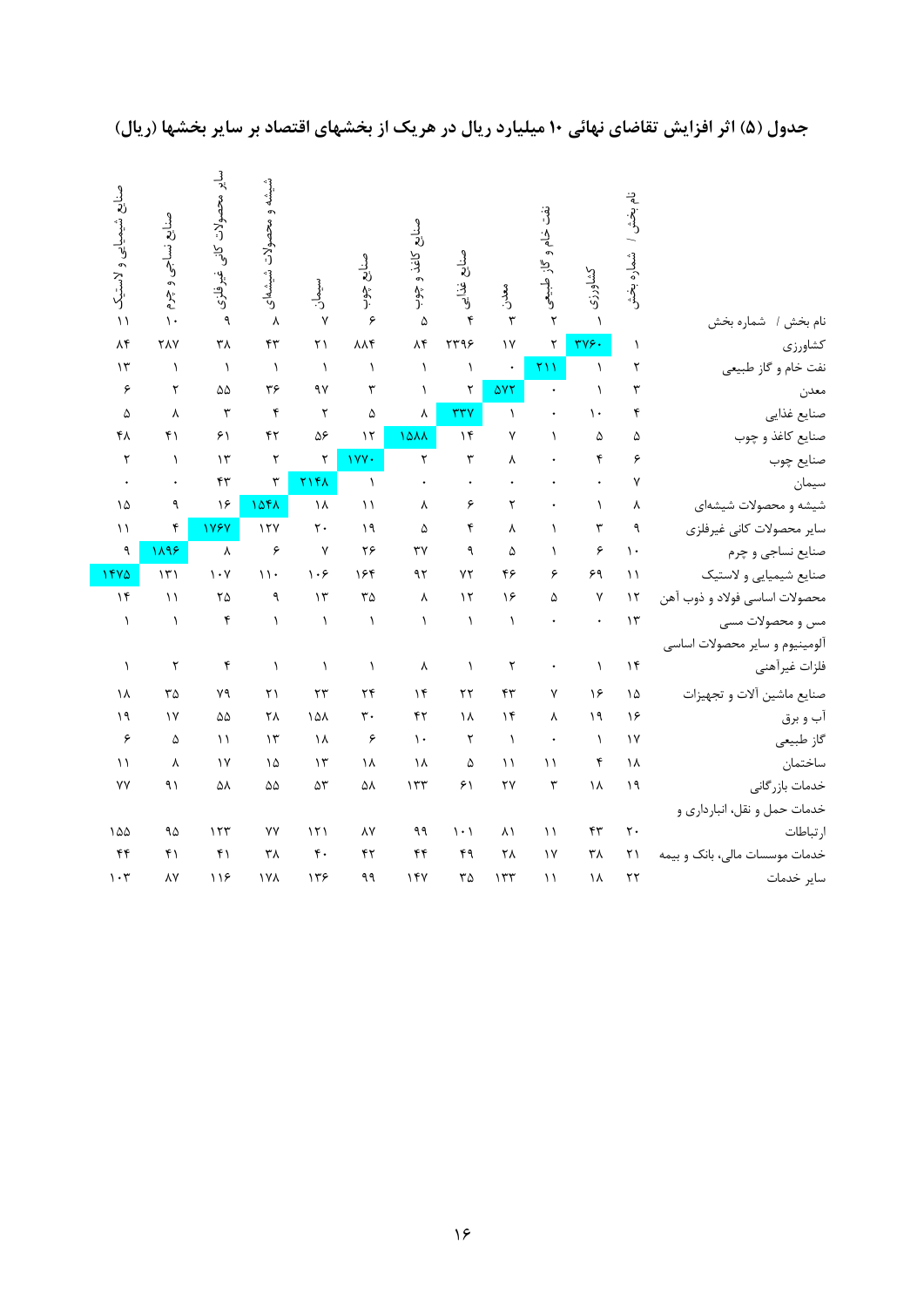## جدول (۵) اثر افزایش تقاضای نهائی ۱۰ میلیارد ریال در هریک از بخشهای اقتصاد بر سایر بخشها (ریال)

| نام بخش / شماره بخش | نام بخش / شماره بخش | کشاورزی | نفت خام و گاز طبیعی | معدن | صنایع غذایی | صنایع کاغذ و چوب | صنایع چوب | سیمان | شیشه و محصولات شیشه‌ای | سایر محصولات کانی غیرفلزی | صنایع نساجی و چرم | صنایع شیمیایی و لاستیک |
|---|---|---|---|---|---|---|---|---|---|---|---|---|
| | | ۱ | ۲ | ۳ | ۴ | ۵ | ۶ | ۷ | ۸ | ۹ | ۱۰ | ۱۱ |
| کشاورزی | ۱ | ۳۷۶۰ | ۲ | ۱۷ | ۲۳۹۶ | ۸۴ | ۸۸۴ | ۲۱ | ۴۳ | ۳۸ | ۲۸۷ | ۸۴ |
| نفت خام و گاز طبیعی | ۲ | ۱ | ۲۱۱ | ۰ | ۱ | ۱ | ۱ | ۱ | ۱ | ۱ | ۱ | ۱۳ |
| معدن | ۳ | ۱ | ۰ | ۵۷۳ | ۲ | ۱ | ۳ | ۹۷ | ۳۶ | ۵۵ | ۲ | ۶ |
| صنایع غذایی | ۴ | ۱۰ | ۰ | ۱ | ۳۳۷ | ۸ | ۵ | ۲ | ۴ | ۳ | ۸ | ۵ |
| صنایع کاغذ و چوب | ۵ | ۵ | ۱ | ۷ | ۱۴ | ۱۵۸۸ | ۱۲ | ۵۶ | ۴۲ | ۶۱ | ۴۱ | ۴۸ |
| صنایع چوب | ۶ | ۴ | ۰ | ۸ | ۳ | ۲ | ۱۷۷۰ | ۲ | ۲ | ۱۳ | ۱ | ۲ |
| سیمان | ۷ | ۰ | ۰ | ۰ | ۰ | ۰ | ۱ | ۲۱۴۸ | ۳ | ۴۳ | ۰ | ۰ |
| شیشه و محصولات شیشه‌ای | ۸ | ۱ | ۰ | ۲ | ۶ | ۸ | ۱۱ | ۱۸ | ۱۵۴۸ | ۱۶ | ۹ | ۱۵ |
| سایر محصولات کانی غیرفلزی | ۹ | ۳ | ۱ | ۸ | ۴ | ۵ | ۱۹ | ۲۰ | ۱۲۷ | ۱۷۶۷ | ۴ | ۱۱ |
| صنایع نساجی و چرم | ۱۰ | ۶ | ۱ | ۵ | ۹ | ۳۷ | ۲۶ | ۷ | ۶ | ۸ | ۱۸۹۶ | ۹ |
| صنایع شیمیایی و لاستیک | ۱۱ | ۶۹ | ۶ | ۴۶ | ۷۲ | ۹۲ | ۱۶۴ | ۱۰۶ | ۱۱۰ | ۱۰۷ | ۱۳۱ | ۱۴۷۵ |
| محصولات اساسی فولاد و ذوب آهن | ۱۲ | ۷ | ۵ | ۱۶ | ۱۲ | ۸ | ۳۵ | ۱۳ | ۹ | ۲۵ | ۱۱ | ۱۴ |
| مس و محصولات مسی | ۱۳ | ۰ | ۰ | ۱ | ۱ | ۱ | ۱ | ۱ | ۱ | ۴ | ۱ | ۱ |
| آلومینیوم و سایر محصولات اساسی فلزات غیرآهنی | ۱۴ | ۱ | ۰ | ۲ | ۱ | ۸ | ۱ | ۱ | ۱ | ۴ | ۲ | ۱ |
| صنایع ماشین آلات و تجهیزات | ۱۵ | ۱۶ | ۷ | ۴۳ | ۲۲ | ۱۴ | ۲۴ | ۲۳ | ۲۱ | ۷۹ | ۳۵ | ۱۸ |
| آب و برق | ۱۶ | ۱۹ | ۸ | ۱۴ | ۱۸ | ۴۲ | ۳۰ | ۱۵۸ | ۲۸ | ۵۵ | ۱۷ | ۱۹ |
| گاز طبیعی | ۱۷ | ۱ | ۰ | ۱ | ۲ | ۱۰ | ۶ | ۱۸ | ۱۳ | ۱۱ | ۵ | ۶ |
| ساختمان | ۱۸ | ۴ | ۱۱ | ۱۱ | ۵ | ۱۸ | ۱۸ | ۱۳ | ۱۵ | ۱۷ | ۸ | ۱۱ |
| خدمات بازرگانی | ۱۹ | ۱۸ | ۳ | ۲۷ | ۶۱ | ۱۳۳ | ۵۸ | ۵۳ | ۵۵ | ۵۸ | ۹۱ | ۷۷ |
| خدمات حمل و نقل، انبارداری و ارتباطات | ۲۰ | ۴۳ | ۱۱ | ۸۱ | ۱۰۱ | ۹۹ | ۸۷ | ۱۲۱ | ۷۷ | ۱۲۳ | ۹۵ | ۱۵۵ |
| خدمات موسسات مالی، بانک و بیمه | ۲۱ | ۳۸ | ۱۷ | ۲۸ | ۴۹ | ۴۴ | ۴۲ | ۴۰ | ۳۸ | ۴۱ | ۴۱ | ۴۴ |
| سایر خدمات | ۲۲ | ۱۸ | ۱۱ | ۱۳۳ | ۳۵ | ۱۴۷ | ۹۹ | ۱۳۶ | ۱۷۸ | ۱۱۶ | ۸۷ | ۱۰۳ |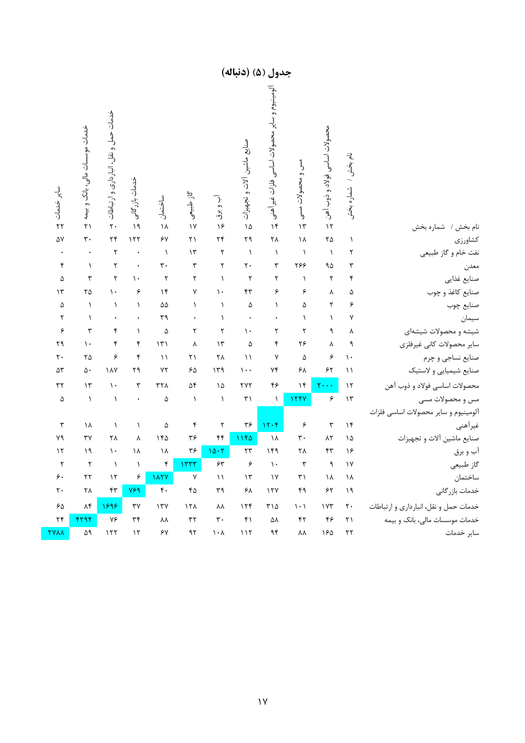# جدول (۵) (دنباله)

| نام بخش / شماره بخش | نام بخش / شماره بخش | محصولات اساسی فولاد و ذوب آهن | مس و محصولات مسی | آلومینیوم و سایر محصولات اساسی فلزات غیرآهنی | صنایع ماشین آلات و تجهیزات | آب و برق | گاز طبیعی | ساختمان | خدمات بازرگانی | خدمات حمل و نقل، انبارداری و ارتباطات | خدمات موسسات مالی، بانک و بیمه | سایر خدمات |
|---|---|---|---|---|---|---|---|---|---|---|---|---|
| | | ۱۲ | ۱۳ | ۱۴ | ۱۵ | ۱۶ | ۱۷ | ۱۸ | ۱۹ | ۲۰ | ۲۱ | ۲۲ |
| کشاورزی | ۱ | ۲۵ | ۱۸ | ۲۸ | ۲۹ | ۲۴ | ۲۱ | ۶۷ | ۱۲۲ | ۲۴ | ۳۰ | ۵۷ |
| نفت خام و گاز طبیعی | ۲ | ۱ | ۱ | ۱ | ۱ | ۲ | ۱۳ | ۱ | ۰ | ۲ | ۰ | ۰ |
| معدن | ۳ | ۹۵ | ۲۶۶ | ۳ | ۲۰ | ۲ | ۳ | ۳۰ | ۰ | ۲ | ۱ | ۴ |
| صنایع غذایی | ۴ | ۲ | ۱ | ۲ | ۲ | ۱ | ۲ | ۲ | ۱۰ | ۲ | ۳ | ۵ |
| صنایع کاغذ و چوب | ۵ | ۸ | ۶ | ۶ | ۴۳ | ۱۰ | ۷ | ۱۴ | ۶ | ۱۰ | ۲۵ | ۱۳ |
| صنایع چوب | ۶ | ۲ | ۵ | ۱ | ۵ | ۱ | ۱ | ۵۵ | ۱ | ۱ | ۱ | ۵ |
| سیمان | ۷ | ۱ | ۱ | ۰ | ۰ | ۱ | ۰ | ۳۹ | ۰ | ۰ | ۱ | ۲ |
| شیشه و محصولات شیشه‌ای | ۸ | ۹ | ۲ | ۲ | ۱۰ | ۲ | ۲ | ۵ | ۱ | ۴ | ۳ | ۶ |
| سایر محصولات کانی غیرفلزی | ۹ | ۸ | ۲۶ | ۴ | ۵ | ۱۳ | ۸ | ۱۳۱ | ۴ | ۴ | ۱۰ | ۲۹ |
| صنایع نساجی و چرم | ۱۰ | ۶ | ۵ | ۷ | ۱۱ | ۲۸ | ۲۱ | ۱۱ | ۴ | ۶ | ۲۵ | ۲۰ |
| صنایع شیمیایی و لاستیک | ۱۱ | ۶۲ | ۶۸ | ۷۴ | ۱۰۰ | ۱۳۹ | ۶۵ | ۷۲ | ۲۹ | ۱۸۷ | ۵۰ | ۵۳ |
| محصولات اساسی فولاد و ذوب آهن | ۱۲ | ۲۰۰۰ | ۱۴ | ۴۶ | ۲۷۲ | ۱۵ | ۵۴ | ۳۲۸ | ۳ | ۱۰ | ۱۳ | ۳۲ |
| مس و محصولات مسی | ۱۳ | ۶ | ۱۲۴۷ | ۱ | ۳۱ | ۱ | ۱ | ۵ | ۰ | ۱ | ۱ | ۵ |
| آلومینیوم و سایر محصولات اساسی فلزات غیرآهنی | ۱۴ | ۳ | ۶ | ۱۲۰۴ | ۳۶ | ۲ | ۴ | ۵ | ۱ | ۱ | ۱۸ | ۳ |
| صنایع ماشین آلات و تجهیزات | ۱۵ | ۸۲ | ۳۰ | ۱۸ | ۱۱۴۵ | ۴۴ | ۳۶ | ۱۴۵ | ۸ | ۲۸ | ۳۷ | ۷۹ |
| آب و برق | ۱۶ | ۴۳ | ۲۸ | ۱۴۹ | ۲۳ | ۱۵۰۲ | ۳۶ | ۱۸ | ۱۸ | ۱۰ | ۱۹ | ۱۲ |
| گاز طبیعی | ۱۷ | ۹ | ۳ | ۱۰ | ۶ | ۶۳ | ۱۳۳۳ | ۴ | ۱ | ۱ | ۲ | ۲ |
| ساختمان | ۱۸ | ۱۸ | ۳۱ | ۱۷ | ۱۳ | ۱۱ | ۷ | ۱۸۳۷ | ۶ | ۱۲ | ۲۲ | ۶۰ |
| خدمات بازرگانی | ۱۹ | ۶۲ | ۴۹ | ۱۲۷ | ۶۸ | ۳۹ | ۴۵ | ۴۰ | ۷۶۹ | ۴۳ | ۲۸ | ۲۰ |
| خدمات حمل و نقل، انبارداری و ارتباطات | ۲۰ | ۱۷۳ | ۱۰۱ | ۳۱۵ | ۱۲۴ | ۸۸ | ۱۲۸ | ۱۳۷ | ۳۷ | ۱۶۹۶ | ۸۴ | ۶۵ |
| خدمات موسسات مالی، بانک و بیمه | ۲۱ | ۴۶ | ۴۲ | ۵۸ | ۴۱ | ۳۰ | ۳۲ | ۸۸ | ۳۴ | ۷۶ | ۴۲۹۴ | ۲۴ |
| سایر خدمات | ۲۲ | ۱۶۵ | ۸۸ | ۹۴ | ۱۱۲ | ۱۰۸ | ۹۲ | ۶۷ | ۱۲ | ۱۲۲ | ۵۹ | ۲۷۸۸ |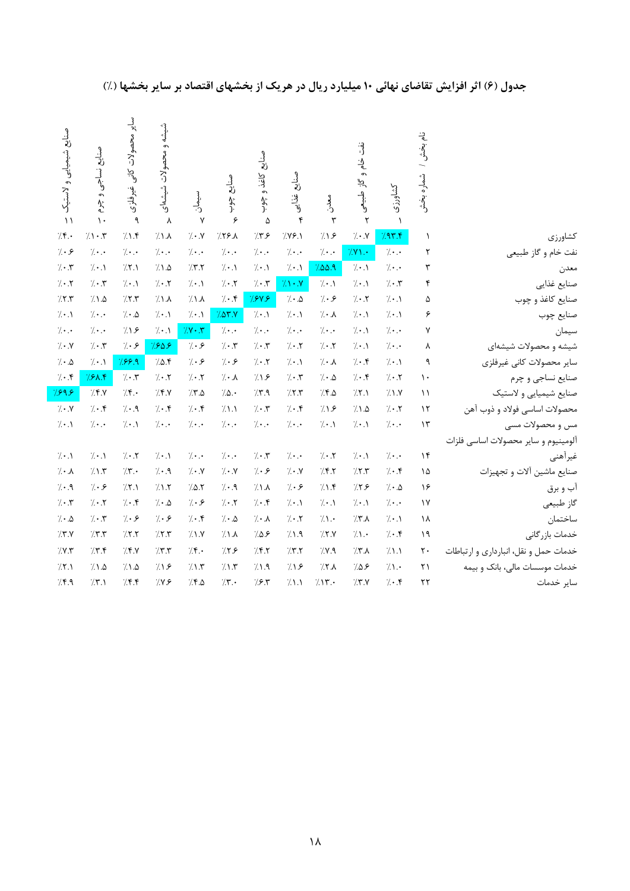## جدول (۶) اثر افزایش تقاضای نهائی ۱۰ میلیارد ریال در هریک از بخشهای اقتصاد بر سایر بخشها (٪)

| | نام بخش / شماره بخش | کشاورزی ۱ | نفت خام و گاز طبیعی ۲ | معدن ۳ | صنایع غذایی ۴ | صنایع کاغذ و چوب ۵ | صنایع چوب ۶ | سیمان ۷ | شیشه و محصولات شیشه‌ای ۸ | سایر محصولات کانی غیرفلزی ۹ | صنایع نساجی و چرم ۱۰ | صنایع شیمیایی و لاستیک ۱۱ |
|---|---|---|---|---|---|---|---|---|---|---|---|---|
| کشاورزی | ۱ | ٪۹۳.۴ | ٪۰.۷ | ٪۱.۶ | ٪۷۶.۱ | ٪۳.۶ | ٪۲۶.۸ | ٪۰.۷ | ٪۱.۸ | ٪۱.۴ | ٪۱۰.۳ | ٪۴.۰ |
| نفت خام و گاز طبیعی | ۲ | ٪۰.۰ | ٪۷۱.۰ | ٪۰.۰ | ٪۰.۰ | ٪۰.۰ | ٪۰.۰ | ٪۰.۰ | ٪۰.۰ | ٪۰.۰ | ٪۰.۰ | ٪۰.۶ |
| معدن | ۳ | ٪۰.۰ | ٪۰.۱ | ٪۵۵.۹ | ٪۰.۱ | ٪۰.۱ | ٪۰.۱ | ٪۳.۲ | ٪۱.۵ | ٪۲.۱ | ٪۰.۱ | ٪۰.۳ |
| صنایع غذایی | ۴ | ٪۰.۳ | ٪۰.۱ | ٪۰.۱ | ٪۱۰.۷ | ٪۰.۳ | ٪۰.۲ | ٪۰.۱ | ٪۰.۲ | ٪۰.۱ | ٪۰.۳ | ٪۰.۲ |
| صنایع کاغذ و چوب | ۵ | ٪۰.۱ | ٪۰.۲ | ٪۰.۶ | ٪۰.۵ | ٪۶۷.۶ | ٪۰.۴ | ٪۱.۸ | ٪۱.۸ | ٪۲.۳ | ٪۱.۵ | ٪۲.۳ |
| صنایع چوب | ۶ | ٪۰.۱ | ٪۰.۱ | ٪۰.۸ | ٪۰.۱ | ٪۰.۱ | ٪۵۳.۷ | ٪۰.۱ | ٪۰.۱ | ٪۰.۵ | ٪۰.۰ | ٪۰.۱ |
| سیمان | ۷ | ٪۰.۰ | ٪۰.۱ | ٪۰.۰ | ٪۰.۰ | ٪۰.۰ | ٪۰.۰ | ٪۷۰.۳ | ٪۰.۱ | ٪۱.۶ | ٪۰.۰ | ٪۰.۰ |
| شیشه و محصولات شیشه‌ای | ۸ | ٪۰.۰ | ٪۰.۱ | ٪۰.۲ | ٪۰.۲ | ٪۰.۳ | ٪۰.۳ | ٪۰.۶ | ٪۶۵.۶ | ٪۰.۶ | ٪۰.۳ | ٪۰.۷ |
| سایر محصولات کانی غیرفلزی | ۹ | ٪۰.۱ | ٪۰.۴ | ٪۰.۸ | ٪۰.۱ | ٪۰.۲ | ٪۰.۶ | ٪۰.۶ | ٪۵.۴ | ٪۶۶.۹ | ٪۰.۱ | ٪۰.۵ |
| صنایع نساجی و چرم | ۱۰ | ٪۰.۲ | ٪۰.۴ | ٪۰.۵ | ٪۰.۳ | ٪۱.۶ | ٪۰.۸ | ٪۰.۲ | ٪۰.۲ | ٪۰.۳ | ٪۶۸.۴ | ٪۰.۴ |
| صنایع شیمیایی و لاستیک | ۱۱ | ٪۱.۷ | ٪۲.۱ | ٪۴.۵ | ٪۲.۳ | ٪۳.۹ | ٪۵.۰ | ٪۳.۵ | ٪۴.۷ | ٪۴.۰ | ٪۴.۷ | ٪۶۹.۶ |
| محصولات اساسی فولاد و ذوب آهن | ۱۲ | ٪۰.۲ | ٪۱.۵ | ٪۱.۶ | ٪۰.۴ | ٪۰.۳ | ٪۱.۱ | ٪۰.۴ | ٪۰.۴ | ٪۰.۹ | ٪۰.۴ | ٪۰.۷ |
| مس و محصولات مسی | ۱۳ | ٪۰.۰ | ٪۰.۱ | ٪۰.۱ | ٪۰.۰ | ٪۰.۰ | ٪۰.۰ | ٪۰.۰ | ٪۰.۰ | ٪۰.۱ | ٪۰.۰ | ٪۰.۱ |
| آلومینیوم و سایر محصولات اساسی فلزات غیرآهنی | ۱۴ | ٪۰.۰ | ٪۰.۱ | ٪۰.۲ | ٪۰.۰ | ٪۰.۳ | ٪۰.۰ | ٪۰.۰ | ٪۰.۱ | ٪۰.۲ | ٪۰.۱ | ٪۰.۱ |
| صنایع ماشین آلات و تجهیزات | ۱۵ | ٪۰.۴ | ٪۲.۳ | ٪۴.۲ | ٪۰.۷ | ٪۰.۶ | ٪۰.۷ | ٪۰.۷ | ٪۰.۹ | ٪۳.۰ | ٪۱.۳ | ٪۰.۸ |
| آب و برق | ۱۶ | ٪۰.۵ | ٪۲.۶ | ٪۱.۴ | ٪۰.۶ | ٪۱.۸ | ٪۰.۹ | ٪۵.۲ | ٪۱.۲ | ٪۲.۱ | ٪۰.۶ | ٪۰.۹ |
| گاز طبیعی | ۱۷ | ٪۰.۰ | ٪۰.۱ | ٪۰.۱ | ٪۰.۱ | ٪۰.۴ | ٪۰.۲ | ٪۰.۶ | ٪۰.۵ | ٪۰.۴ | ٪۰.۲ | ٪۰.۳ |
| ساختمان | ۱۸ | ٪۰.۱ | ٪۳.۸ | ٪۱.۰ | ٪۰.۲ | ٪۰.۸ | ٪۰.۵ | ٪۰.۴ | ٪۰.۶ | ٪۰.۶ | ٪۰.۳ | ٪۰.۵ |
| خدمات بازرگانی | ۱۹ | ٪۰.۴ | ٪۱.۰ | ٪۲.۷ | ٪۱.۹ | ٪۵.۶ | ٪۱.۸ | ٪۱.۷ | ٪۲.۳ | ٪۲.۲ | ٪۳.۳ | ٪۳.۷ |
| خدمات حمل و نقل، انبارداری و ارتباطات | ۲۰ | ٪۱.۱ | ٪۳.۸ | ٪۷.۹ | ٪۳.۲ | ٪۴.۲ | ٪۲.۶ | ٪۴.۰ | ٪۳.۳ | ٪۴.۷ | ٪۳.۴ | ٪۷.۳ |
| خدمات موسسات مالی، بانک و بیمه | ۲۱ | ٪۱.۰ | ٪۵.۶ | ٪۲.۸ | ٪۱.۶ | ٪۱.۹ | ٪۱.۳ | ٪۱.۳ | ٪۱.۶ | ٪۱.۵ | ٪۱.۵ | ٪۲.۱ |
| سایر خدمات | ۲۲ | ٪۰.۴ | ٪۳.۷ | ٪۱۳.۰ | ٪۱.۱ | ٪۶.۳ | ٪۳.۰ | ٪۴.۵ | ٪۷.۶ | ٪۴.۴ | ٪۳.۱ | ٪۴.۹ |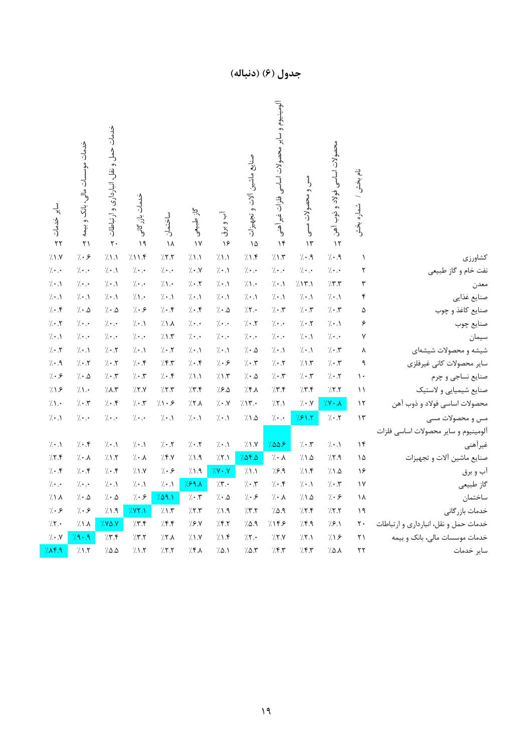## جدول (۶) (دنباله)

| | نام بخش / شماره بخش | محصولات اساسی فولاد و ذوب آهن ۱۲ | مس و محصولات مسی ۱۳ | آلومینیوم و سایر محصولات اساسی فلزات غیرآهنی ۱۴ | صنایع ماشین آلات و تجهیزات ۱۵ | آب و برق ۱۶ | گاز طبیعی ۱۷ | ساختمان ۱۸ | خدمات بازرگانی ۱۹ | خدمات حمل و نقل، انبارداری و ارتباطات ۲۰ | خدمات موسسات مالی، بانک و بیمه ۲۱ | سایر خدمات ۲۲ |
|---|---|---|---|---|---|---|---|---|---|---|---|---|
| کشاورزی | ۱ | ۰.۹٪ | ۰.۹٪ | ۱.۳٪ | ۱.۴٪ | ۱.۱٪ | ۱.۱٪ | ۲.۲٪ | ۱۱.۴٪ | ۱.۱٪ | ۰.۶٪ | ۱.۷٪ |
| نفت خام و گاز طبیعی | ۲ | ۰.۰٪ | ۰.۰٪ | ۰.۰٪ | ۰.۰٪ | ۰.۱٪ | ۰.۷٪ | ۰.۰٪ | ۰.۰٪ | ۰.۱٪ | ۰.۰٪ | ۰.۰٪ |
| معدن | ۳ | ۳.۳٪ | ۱۳.۱٪ | ۰.۱٪ | ۱.۰٪ | ۰.۱٪ | ۰.۲٪ | ۱.۰٪ | ۰.۰٪ | ۰.۱٪ | ۰.۰٪ | ۰.۱٪ |
| صنایع غذایی | ۴ | ۰.۱٪ | ۰.۱٪ | ۰.۱٪ | ۰.۱٪ | ۰.۱٪ | ۰.۱٪ | ۰.۱٪ | ۱.۰٪ | ۰.۱٪ | ۰.۱٪ | ۰.۱٪ |
| صنایع کاغذ و چوب | ۵ | ۰.۳٪ | ۰.۳٪ | ۰.۳٪ | ۲.۰٪ | ۰.۵٪ | ۰.۴٪ | ۰.۴٪ | ۰.۶٪ | ۰.۵٪ | ۰.۵٪ | ۰.۴٪ |
| صنایع چوب | ۶ | ۰.۱٪ | ۰.۲٪ | ۰.۰٪ | ۰.۲٪ | ۰.۰٪ | ۰.۰٪ | ۱.۸٪ | ۰.۱٪ | ۰.۰٪ | ۰.۰٪ | ۰.۲٪ |
| سیمان | ۷ | ۰.۰٪ | ۰.۱٪ | ۰.۰٪ | ۰.۰٪ | ۰.۰٪ | ۰.۰٪ | ۱.۳٪ | ۰.۰٪ | ۰.۰٪ | ۰.۰٪ | ۰.۱٪ |
| شیشه و محصولات شیشه‌ای | ۸ | ۰.۳٪ | ۰.۱٪ | ۰.۱٪ | ۰.۵٪ | ۰.۱٪ | ۰.۱٪ | ۰.۲٪ | ۰.۱٪ | ۰.۲٪ | ۰.۱٪ | ۰.۲٪ |
| سایر محصولات کانی غیرفلزی | ۹ | ۰.۳٪ | ۱.۳٪ | ۰.۲٪ | ۰.۳٪ | ۰.۶٪ | ۰.۴٪ | ۴.۳٪ | ۰.۴٪ | ۰.۲٪ | ۰.۲٪ | ۰.۹٪ |
| صنایع نساجی و چرم | ۱۰ | ۰.۲٪ | ۰.۳٪ | ۰.۳٪ | ۰.۵٪ | ۱.۳٪ | ۱.۱٪ | ۰.۴٪ | ۰.۳٪ | ۰.۳٪ | ۰.۵٪ | ۰.۶٪ |
| صنایع شیمیایی و لاستیک | ۱۱ | ۲.۲٪ | ۳.۴٪ | ۳.۴٪ | ۴.۸٪ | ۶.۵٪ | ۳.۴٪ | ۲.۳٪ | ۲.۷٪ | ۸.۳٪ | ۱.۰٪ | ۱.۶٪ |
| محصولات اساسی فولاد و ذوب آهن | ۱۲ | ۷۰.۸٪ | ۰.۷٪ | ۲.۱٪ | ۱۳.۰٪ | ۰.۷٪ | ۲.۸٪ | ۱۰.۶٪ | ۰.۳٪ | ۰.۴٪ | ۰.۳٪ | ۱.۰٪ |
| مس و محصولات مسی | ۱۳ | ۰.۲٪ | ۶۱.۲٪ | ۰.۰٪ | ۱.۵٪ | ۰.۱٪ | ۰.۱٪ | ۰.۱٪ | ۰.۰٪ | ۰.۰٪ | ۰.۰٪ | ۰.۱٪ |
| آلومینیوم و سایر محصولات اساسی فلزات غیرآهنی | ۱۴ | ۰.۱٪ | ۰.۳٪ | ۵۵.۶٪ | ۱.۷٪ | ۰.۱٪ | ۰.۲٪ | ۰.۲٪ | ۰.۱٪ | ۰.۱٪ | ۰.۴٪ | ۰.۱٪ |
| صنایع ماشین آلات و تجهیزات | ۱۵ | ۲.۹٪ | ۱.۵٪ | ۰.۸٪ | ۵۴.۵٪ | ۲.۱٪ | ۱.۹٪ | ۴.۷٪ | ۰.۸٪ | ۱.۲٪ | ۰.۸٪ | ۲.۴٪ |
| آب و برق | ۱۶ | ۱.۵٪ | ۱.۴٪ | ۶.۹٪ | ۱.۱٪ | ۷۰.۷٪ | ۱.۹٪ | ۰.۶٪ | ۱.۷٪ | ۰.۴٪ | ۰.۴٪ | ۰.۴٪ |
| گاز طبیعی | ۱۷ | ۰.۳٪ | ۰.۱٪ | ۰.۴٪ | ۰.۳٪ | ۳.۰٪ | ۶۹.۸٪ | ۰.۱٪ | ۰.۱٪ | ۰.۱٪ | ۰.۰٪ | ۰.۰٪ |
| ساختمان | ۱۸ | ۰.۶٪ | ۱.۵٪ | ۰.۸٪ | ۰.۶٪ | ۰.۵٪ | ۰.۳٪ | ۵۹.۱٪ | ۰.۶٪ | ۰.۵٪ | ۰.۵٪ | ۱.۸٪ |
| خدمات بازرگانی | ۱۹ | ۲.۲٪ | ۲.۴٪ | ۵.۹٪ | ۳.۲٪ | ۱.۹٪ | ۲.۳٪ | ۱.۳٪ | ۷۲.۱٪ | ۱.۹٪ | ۰.۶٪ | ۰.۶٪ |
| خدمات حمل و نقل، انبارداری و ارتباطات | ۲۰ | ۶.۱٪ | ۴.۹٪ | ۱۴.۶٪ | ۵.۹٪ | ۴.۲٪ | ۶.۷٪ | ۴.۴٪ | ۳.۴٪ | ۷۵.۷٪ | ۱.۸٪ | ۲.۰٪ |
| خدمات موسسات مالی، بانک و بیمه | ۲۱ | ۱.۶٪ | ۲.۱٪ | ۲.۷٪ | ۲.۰٪ | ۱.۴٪ | ۱.۷٪ | ۲.۸٪ | ۳.۲٪ | ۳.۴٪ | ۹۰.۹٪ | ۰.۷٪ |
| سایر خدمات | ۲۲ | ۵.۸٪ | ۴.۳٪ | ۴.۳٪ | ۵.۳٪ | ۵.۱٪ | ۴.۸٪ | ۲.۲٪ | ۱.۲٪ | ۵.۵٪ | ۱.۲٪ | ۸۴.۹٪ |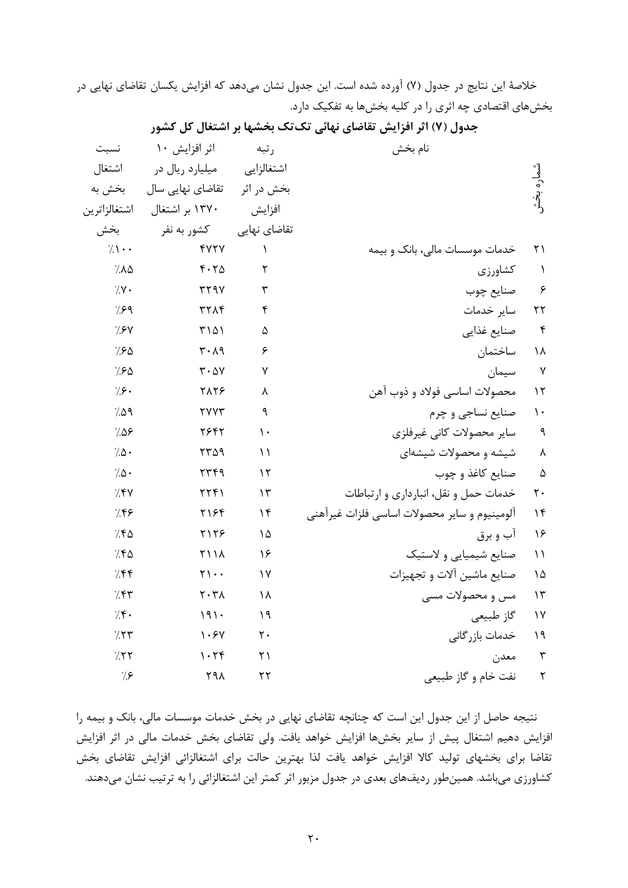خلاصهٔ این نتایج در جدول (۷) آورده شده است. این جدول نشان می‌دهد که افزایش یکسان تقاضای نهایی در بخش‌های اقتصادی چه اثری را در کلیه بخش‌ها به تفکیک دارد.

**جدول (۷) اثر افزایش تقاضای نهائی تک‌تک بخشها بر اشتغال کل کشور**

| شماره بخش | نام بخش | رتبه اشتغالزایی بخش در اثر افزایش تقاضای نهایی | اثر افزایش ۱۰ میلیارد ریال در تقاضای نهایی سال ۱۳۷۰ بر اشتغال کشور به نفر | نسبت اشتغال بخش به اشتغالزاترین بخش |
|---|---|---|---|---|
| ۲۱ | خدمات موسسات مالی، بانک و بیمه | ۱ | ۴۷۲۷ | ٪۱۰۰ |
| ۱ | کشاورزی | ۲ | ۴۰۲۵ | ٪۸۵ |
| ۶ | صنایع چوب | ۳ | ۳۲۹۷ | ٪۷۰ |
| ۲۲ | سایر خدمات | ۴ | ۳۲۸۴ | ٪۶۹ |
| ۴ | صنایع غذایی | ۵ | ۳۱۵۱ | ٪۶۷ |
| ۱۸ | ساختمان | ۶ | ۳۰۸۹ | ٪۶۵ |
| ۷ | سیمان | ۷ | ۳۰۵۷ | ٪۶۵ |
| ۱۲ | محصولات اساسی فولاد و ذوب آهن | ۸ | ۲۸۲۶ | ٪۶۰ |
| ۱۰ | صنایع نساجی و چرم | ۹ | ۲۷۷۳ | ٪۵۹ |
| ۹ | سایر محصولات کانی غیرفلزی | ۱۰ | ۲۶۴۲ | ٪۵۶ |
| ۸ | شیشه و محصولات شیشه‌ای | ۱۱ | ۲۳۵۹ | ٪۵۰ |
| ۵ | صنایع کاغذ و چوب | ۱۲ | ۲۳۴۹ | ٪۵۰ |
| ۲۰ | خدمات حمل و نقل، انبارداری و ارتباطات | ۱۳ | ۲۲۴۱ | ٪۴۷ |
| ۱۴ | آلومینیوم و سایر محصولات اساسی فلزات غیرآهنی | ۱۴ | ۲۱۶۴ | ٪۴۶ |
| ۱۶ | آب و برق | ۱۵ | ۲۱۲۶ | ٪۴۵ |
| ۱۱ | صنایع شیمیایی و لاستیک | ۱۶ | ۲۱۱۸ | ٪۴۵ |
| ۱۵ | صنایع ماشین آلات و تجهیزات | ۱۷ | ۲۱۰۰ | ٪۴۴ |
| ۱۳ | مس و محصولات مسی | ۱۸ | ۲۰۳۸ | ٪۴۳ |
| ۱۷ | گاز طبیعی | ۱۹ | ۱۹۱۰ | ٪۴۰ |
| ۱۹ | خدمات بازرگانی | ۲۰ | ۱۰۶۷ | ٪۲۳ |
| ۳ | معدن | ۲۱ | ۱۰۲۴ | ٪۲۲ |
| ۲ | نفت خام و گاز طبیعی | ۲۲ | ۲۹۸ | ٪۶ |

نتیجه حاصل از این جدول این است که چنانچه تقاضای نهایی در بخش خدمات موسسات مالی، بانک و بیمه را افزایش دهیم اشتغال پیش از سایر بخش‌ها افزایش خواهد یافت. ولی تقاضای بخش خدمات مالی در اثر افزایش تقاضا برای بخشهای تولید کالا افزایش خواهد یافت لذا بهترین حالت برای اشتغالزائی افزایش تقاضای بخش کشاورزی می‌باشد. همین‌طور ردیف‌های بعدی در جدول مزبور اثر کمتر این اشتغالزائی را به ترتیب نشان می‌دهند.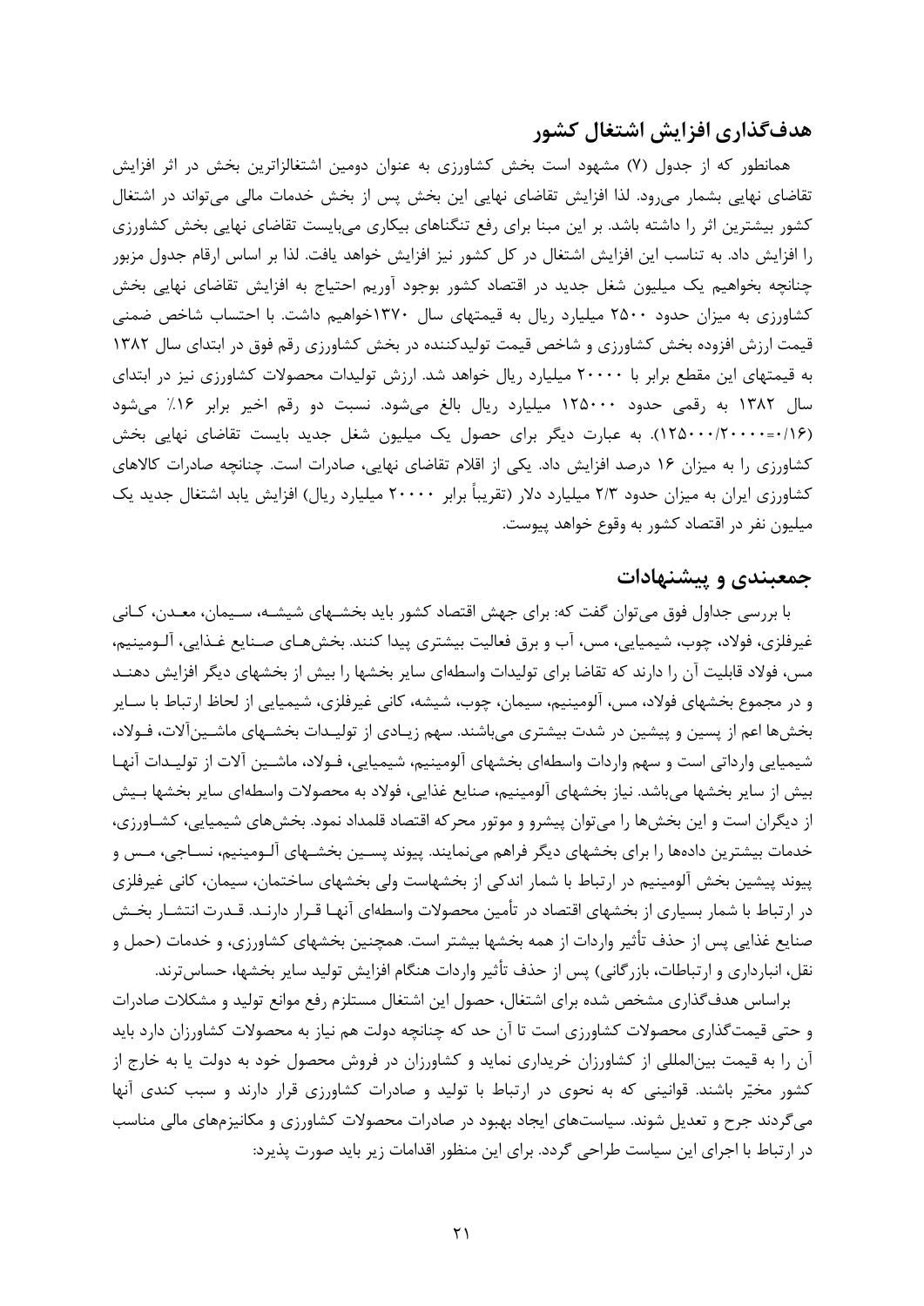## هدف‌گذاری افزایش اشتغال کشور

همانطور که از جدول (۷) مشهود است بخش کشاورزی به عنوان دومین اشتغالزاترین بخش در اثر افزایش تقاضای نهایی بشمار می‌رود. لذا افزایش تقاضای نهایی این بخش پس از بخش خدمات مالی می‌تواند در اشتغال کشور بیشترین اثر را داشته باشد. بر این مبنا برای رفع تنگناهای بیکاری می‌بایست تقاضای نهایی بخش کشاورزی را افزایش داد. به تناسب این افزایش اشتغال در کل کشور نیز افزایش خواهد یافت. لذا بر اساس ارقام جدول مزبور چنانچه بخواهیم یک میلیون شغل جدید در اقتصاد کشور بوجود آوریم احتیاج به افزایش تقاضای نهایی بخش کشاورزی به میزان حدود ۲۵۰۰ میلیارد ریال به قیمتهای سال ۱۳۷۰خواهیم داشت. با احتساب شاخص ضمنی قیمت ارزش افزوده بخش کشاورزی و شاخص قیمت تولیدکننده در بخش کشاورزی رقم فوق در ابتدای سال ۱۳۸۲ به قیمتهای این مقطع برابر با ۲۰۰۰۰ میلیارد ریال خواهد شد. ارزش تولیدات محصولات کشاورزی نیز در ابتدای سال ۱۳۸۲ به رقمی حدود ۱۲۵۰۰۰ میلیارد ریال بالغ می‌شود. نسبت دو رقم اخیر برابر ۱۶٪ می‌شود (۰/۱۶=۱۲۵۰۰۰/۲۰۰۰۰). به عبارت دیگر برای حصول یک میلیون شغل جدید بایست تقاضای نهایی بخش کشاورزی را به میزان ۱۶ درصد افزایش داد. یکی از اقلام تقاضای نهایی، صادرات است. چنانچه صادرات کالاهای کشاورزی ایران به میزان حدود ۲/۳ میلیارد دلار (تقریباً برابر ۲۰۰۰۰ میلیارد ریال) افزایش یابد اشتغال جدید یک میلیون نفر در اقتصاد کشور به وقوع خواهد پیوست.

## جمعبندی و پیشنهادات

با بررسی جداول فوق می‌توان گفت که: برای جهش اقتصاد کشور باید بخشهای شیشه، سیمان، معدن، کانی غیرفلزی، فولاد، چوب، شیمیایی، مس، آب و برق فعالیت بیشتری پیدا کنند. بخش‌های صنایع غذایی، آلومینیم، مس، فولاد قابلیت آن را دارند که تقاضا برای تولیدات واسطه‌ای سایر بخشها را بیش از بخشهای دیگر افزایش دهند و در مجموع بخشهای فولاد، مس، آلومینیم، سیمان، چوب، شیشه، کانی غیرفلزی، شیمیایی از لحاظ ارتباط با سایر بخش‌ها اعم از پسین و پیشین در شدت بیشتری می‌باشند. سهم زیادی از تولیدات بخشهای ماشین‌آلات، فولاد، شیمیایی وارداتی است و سهم واردات واسطه‌ای بخشهای آلومینیم، شیمیایی، فولاد، ماشین آلات از تولیدات آنها بیش از سایر بخشها می‌باشد. نیاز بخشهای آلومینیم، صنایع غذایی، فولاد به محصولات واسطه‌ای سایر بخشها بیش از دیگران است و این بخش‌ها را می‌توان پیشرو و موتور محرکه اقتصاد قلمداد نمود. بخش‌های شیمیایی، کشاورزی، خدمات بیشترین داده‌ها را برای بخشهای دیگر فراهم می‌نمایند. پیوند پسین بخشهای آلومینیم، نساجی، مس و پیوند پیشین بخش آلومینیم در ارتباط با شمار اندکی از بخشهاست ولی بخشهای ساختمان، سیمان، کانی غیرفلزی در ارتباط با شمار بسیاری از بخشهای اقتصاد در تأمین محصولات واسطه‌ای آنها قرار دارند. قدرت انتشار بخش صنایع غذایی پس از حذف تأثیر واردات از همه بخشها بیشتر است. همچنین بخشهای کشاورزی، و خدمات (حمل و نقل، انبارداری و ارتباطات، بازرگانی) پس از حذف تأثیر واردات هنگام افزایش تولید سایر بخشها، حساس‌ترند.

براساس هدف‌گذاری مشخص شده برای اشتغال، حصول این اشتغال مستلزم رفع موانع تولید و مشکلات صادرات و حتی قیمت‌گذاری محصولات کشاورزی است تا آن حد که چنانچه دولت هم نیاز به محصولات کشاورزان دارد باید آن را به قیمت بین‌المللی از کشاورزان خریداری نماید و کشاورزان در فروش محصول خود به دولت یا به خارج از کشور مخیّر باشند. قوانینی که به نحوی در ارتباط با تولید و صادرات کشاورزی قرار دارند و سبب کندی آنها می‌گردند جرح و تعدیل شوند. سیاست‌های ایجاد بهبود در صادرات محصولات کشاورزی و مکانیزم‌های مالی مناسب در ارتباط با اجرای این سیاست طراحی گردد. برای این منظور اقدامات زیر باید صورت پذیرد: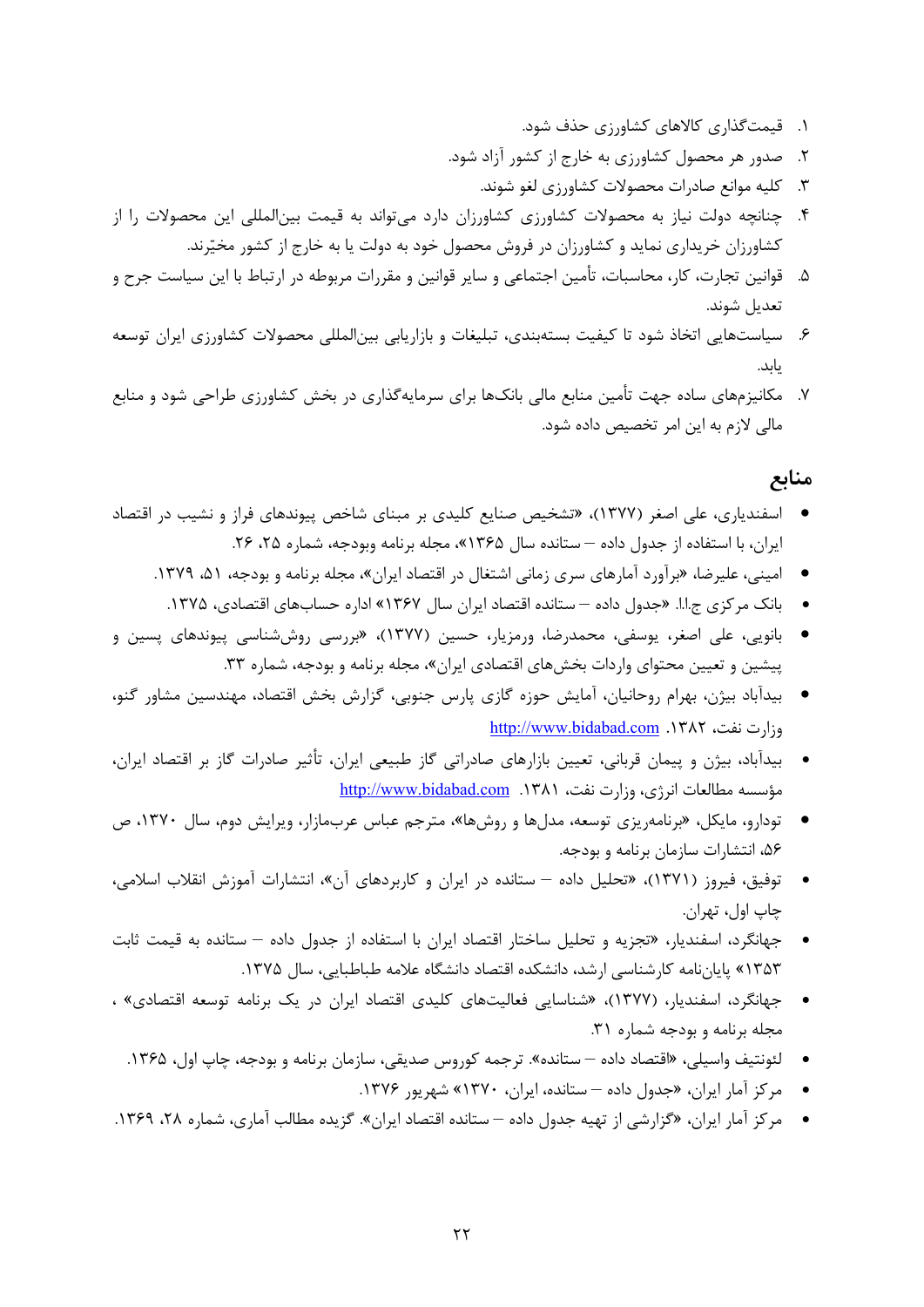۱. قیمت‌گذاری کالاهای کشاورزی حذف شود.
۲. صدور هر محصول کشاورزی به خارج از کشور آزاد شود.
۳. کلیه موانع صادرات محصولات کشاورزی لغو شوند.
۴. چنانچه دولت نیاز به محصولات کشاورزی کشاورزان دارد می‌تواند به قیمت بین‌المللی این محصولات را از کشاورزان خریداری نماید و کشاورزان در فروش محصول خود به دولت یا به خارج از کشور مخیّرند.
۵. قوانین تجارت، کار، محاسبات، تأمین اجتماعی و سایر قوانین و مقررات مربوطه در ارتباط با این سیاست جرح و تعدیل شوند.
۶. سیاست‌هایی اتخاذ شود تا کیفیت بسته‌بندی، تبلیغات و بازاریابی بین‌المللی محصولات کشاورزی ایران توسعه یابد.
۷. مکانیزم‌های ساده جهت تأمین منابع مالی بانک‌ها برای سرمایه‌گذاری در بخش کشاورزی طراحی شود و منابع مالی لازم به این امر تخصیص داده شود.

## منابع

- اسفندیاری، علی اصغر (۱۳۷۷)، «تشخیص صنایع کلیدی بر مبنای شاخص پیوندهای فراز و نشیب در اقتصاد ایران، با استفاده از جدول داده – ستانده سال ۱۳۶۵»، مجله برنامه وبودجه، شماره ۲۵، ۲۶.
- امینی، علیرضا، «برآورد آمارهای سری زمانی اشتغال در اقتصاد ایران»، مجله برنامه و بودجه، ۵۱، ۱۳۷۹.
- بانک مرکزی ج.ا.ا. «جدول داده – ستانده اقتصاد ایران سال ۱۳۶۷» اداره حساب‌های اقتصادی، ۱۳۷۵.
- بانویی، علی اصغر، یوسفی، محمدرضا، ورمزیار، حسین (۱۳۷۷)، «بررسی روش‌شناسی پیوندهای پسین و پیشین و تعیین محتوای واردات بخش‌های اقتصادی ایران»، مجله برنامه و بودجه، شماره ۳۳.
- بیدآباد بیژن، بهرام روحانیان، آمایش حوزه گازی پارس جنوبی، گزارش بخش اقتصاد، مهندسین مشاور گنو، وزارت نفت، ۱۳۸۲. http://www.bidabad.com
- بیدآباد، بیژن و پیمان قربانی، تعیین بازارهای صادراتی گاز طبیعی ایران، تأثیر صادرات گاز بر اقتصاد ایران، مؤسسه مطالعات انرژی، وزارت نفت، ۱۳۸۱. http://www.bidabad.com
- تودارو، مایکل، «برنامه‌ریزی توسعه، مدل‌ها و روش‌ها»، مترجم عباس عرب‌مازار، ویرایش دوم، سال ۱۳۷۰، ص ۵۶، انتشارات سازمان برنامه و بودجه.
- توفیق، فیروز (۱۳۷۱)، «تحلیل داده – ستانده در ایران و کاربردهای آن»، انتشارات آموزش انقلاب اسلامی، چاپ اول، تهران.
- جهانگرد، اسفندیار، «تجزیه و تحلیل ساختار اقتصاد ایران با استفاده از جدول داده – ستانده به قیمت ثابت ۱۳۵۳» پایان‌نامه کارشناسی ارشد، دانشکده اقتصاد دانشگاه علامه طباطبایی، سال ۱۳۷۵.
- جهانگرد، اسفندیار، (۱۳۷۷)، «شناسایی فعالیت‌های کلیدی اقتصاد ایران در یک برنامه توسعه اقتصادی» ، مجله برنامه و بودجه شماره ۳۱.
- لئونتیف واسیلی، «اقتصاد داده – ستانده». ترجمه کوروس صدیقی، سازمان برنامه و بودجه، چاپ اول، ۱۳۶۵.
- مرکز آمار ایران، «جدول داده – ستانده، ایران، ۱۳۷۰» شهریور ۱۳۷۶.
- مرکز آمار ایران، «گزارشی از تهیه جدول داده – ستانده اقتصاد ایران». گزیده مطالب آماری، شماره ۲۸، ۱۳۶۹.